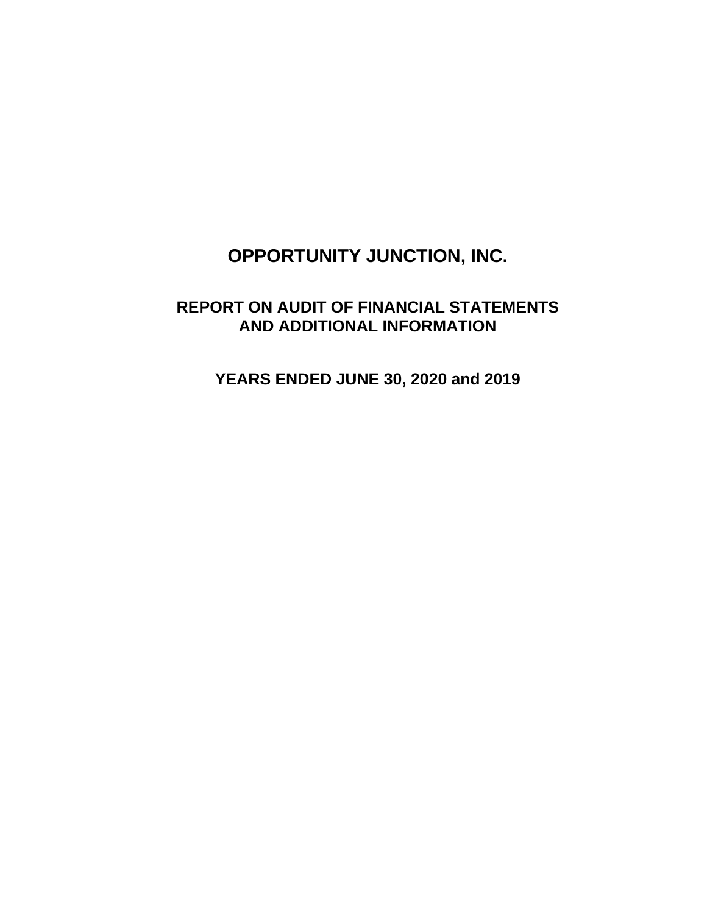# OPPORTUNITY JUNCTION, INC.

## REPORT ON AUDIT OF FINANCIAL STATEMENTS AND ADDITIONAL INFORMATION

## YEARS ENDED JUNE 30, 2020 and 2019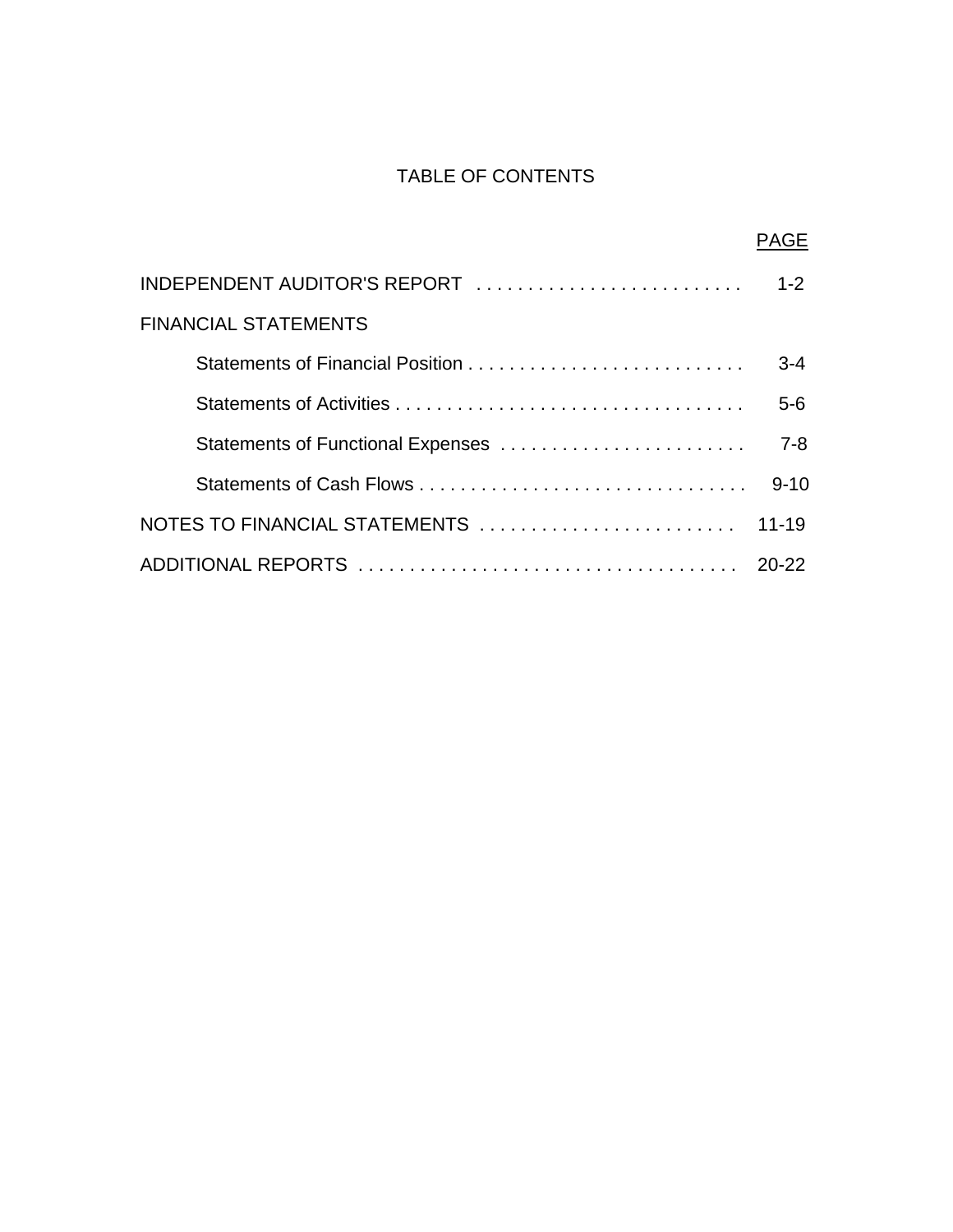# TABLE OF CONTENTS

| | PAGE |
|---|---|
| INDEPENDENT AUDITOR'S REPORT | 1-2 |
| FINANCIAL STATEMENTS | |
| Statements of Financial Position | 3-4 |
| Statements of Activities | 5-6 |
| Statements of Functional Expenses | 7-8 |
| Statements of Cash Flows | 9-10 |
| NOTES TO FINANCIAL STATEMENTS | 11-19 |
| ADDITIONAL REPORTS | 20-22 |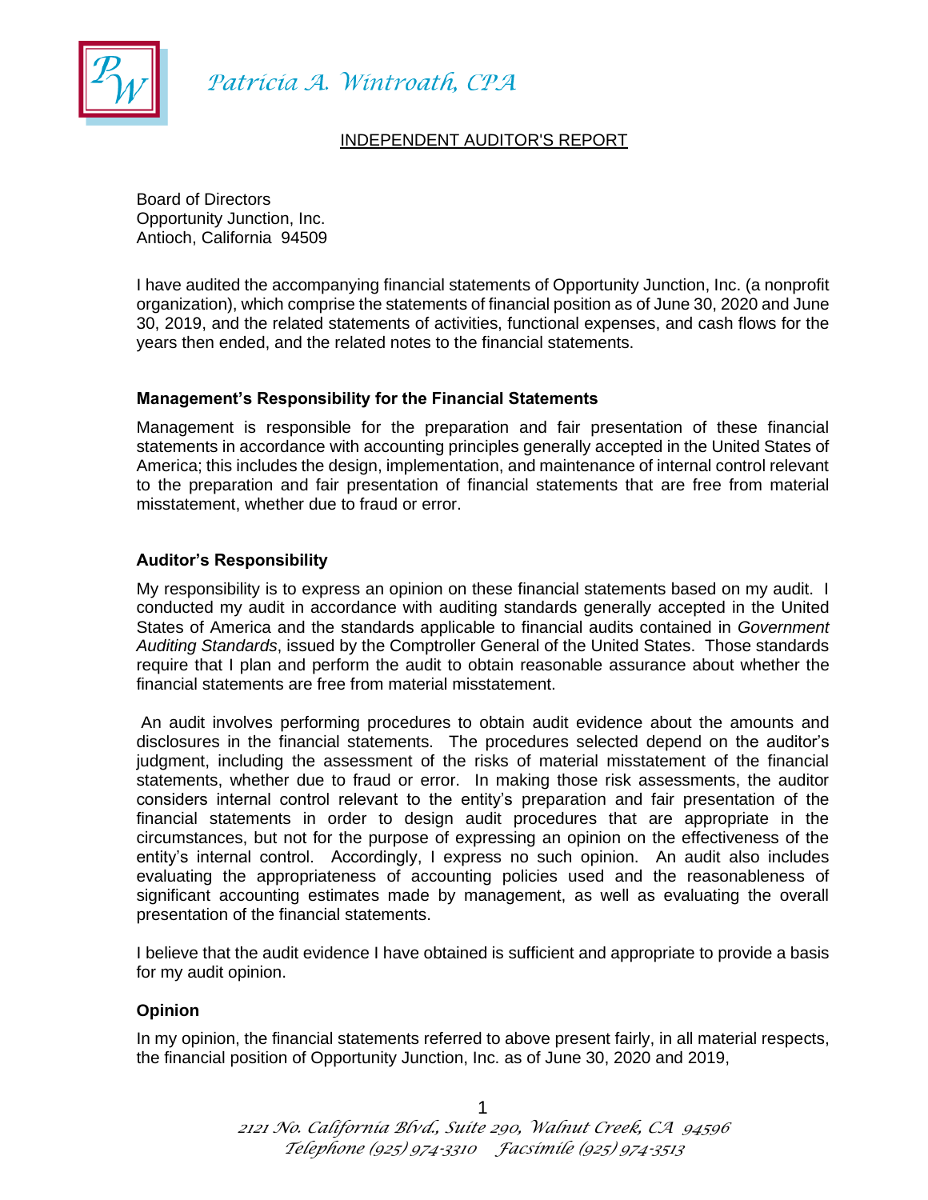Patricia A. Wintroath, CPA

INDEPENDENT AUDITOR'S REPORT

Board of Directors
Opportunity Junction, Inc.
Antioch, California 94509

I have audited the accompanying financial statements of Opportunity Junction, Inc. (a nonprofit organization), which comprise the statements of financial position as of June 30, 2020 and June 30, 2019, and the related statements of activities, functional expenses, and cash flows for the years then ended, and the related notes to the financial statements.

### Management's Responsibility for the Financial Statements

Management is responsible for the preparation and fair presentation of these financial statements in accordance with accounting principles generally accepted in the United States of America; this includes the design, implementation, and maintenance of internal control relevant to the preparation and fair presentation of financial statements that are free from material misstatement, whether due to fraud or error.

### Auditor's Responsibility

My responsibility is to express an opinion on these financial statements based on my audit. I conducted my audit in accordance with auditing standards generally accepted in the United States of America and the standards applicable to financial audits contained in *Government Auditing Standards*, issued by the Comptroller General of the United States. Those standards require that I plan and perform the audit to obtain reasonable assurance about whether the financial statements are free from material misstatement.

An audit involves performing procedures to obtain audit evidence about the amounts and disclosures in the financial statements. The procedures selected depend on the auditor's judgment, including the assessment of the risks of material misstatement of the financial statements, whether due to fraud or error. In making those risk assessments, the auditor considers internal control relevant to the entity's preparation and fair presentation of the financial statements in order to design audit procedures that are appropriate in the circumstances, but not for the purpose of expressing an opinion on the effectiveness of the entity's internal control. Accordingly, I express no such opinion. An audit also includes evaluating the appropriateness of accounting policies used and the reasonableness of significant accounting estimates made by management, as well as evaluating the overall presentation of the financial statements.

I believe that the audit evidence I have obtained is sufficient and appropriate to provide a basis for my audit opinion.

### Opinion

In my opinion, the financial statements referred to above present fairly, in all material respects, the financial position of Opportunity Junction, Inc. as of June 30, 2020 and 2019,

2121 No. California Blvd., Suite 290, Walnut Creek, CA 94596
Telephone (925) 974-3310 Facsimile (925) 974-3513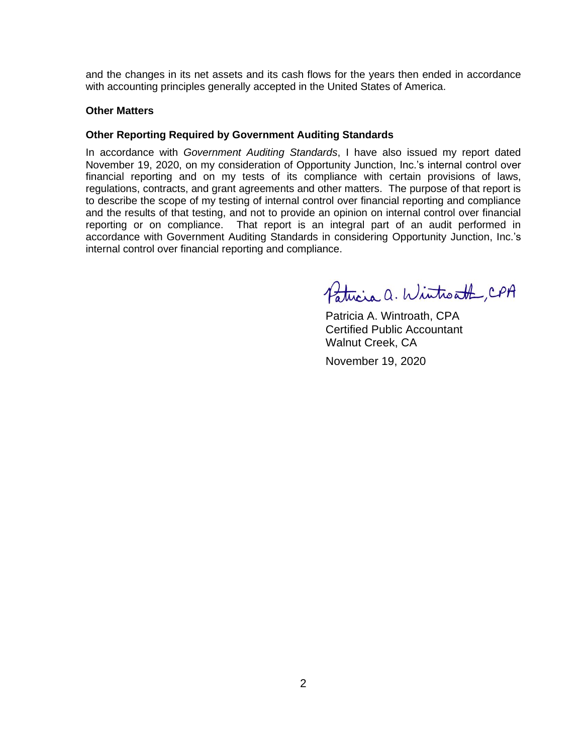and the changes in its net assets and its cash flows for the years then ended in accordance with accounting principles generally accepted in the United States of America.

**Other Matters**

**Other Reporting Required by Government Auditing Standards**

In accordance with *Government Auditing Standards*, I have also issued my report dated November 19, 2020, on my consideration of Opportunity Junction, Inc.'s internal control over financial reporting and on my tests of its compliance with certain provisions of laws, regulations, contracts, and grant agreements and other matters. The purpose of that report is to describe the scope of my testing of internal control over financial reporting and compliance and the results of that testing, and not to provide an opinion on internal control over financial reporting or on compliance. That report is an integral part of an audit performed in accordance with Government Auditing Standards in considering Opportunity Junction, Inc.'s internal control over financial reporting and compliance.

Patricia A. Wintroath, CPA

Patricia A. Wintroath, CPA
Certified Public Accountant
Walnut Creek, CA

November 19, 2020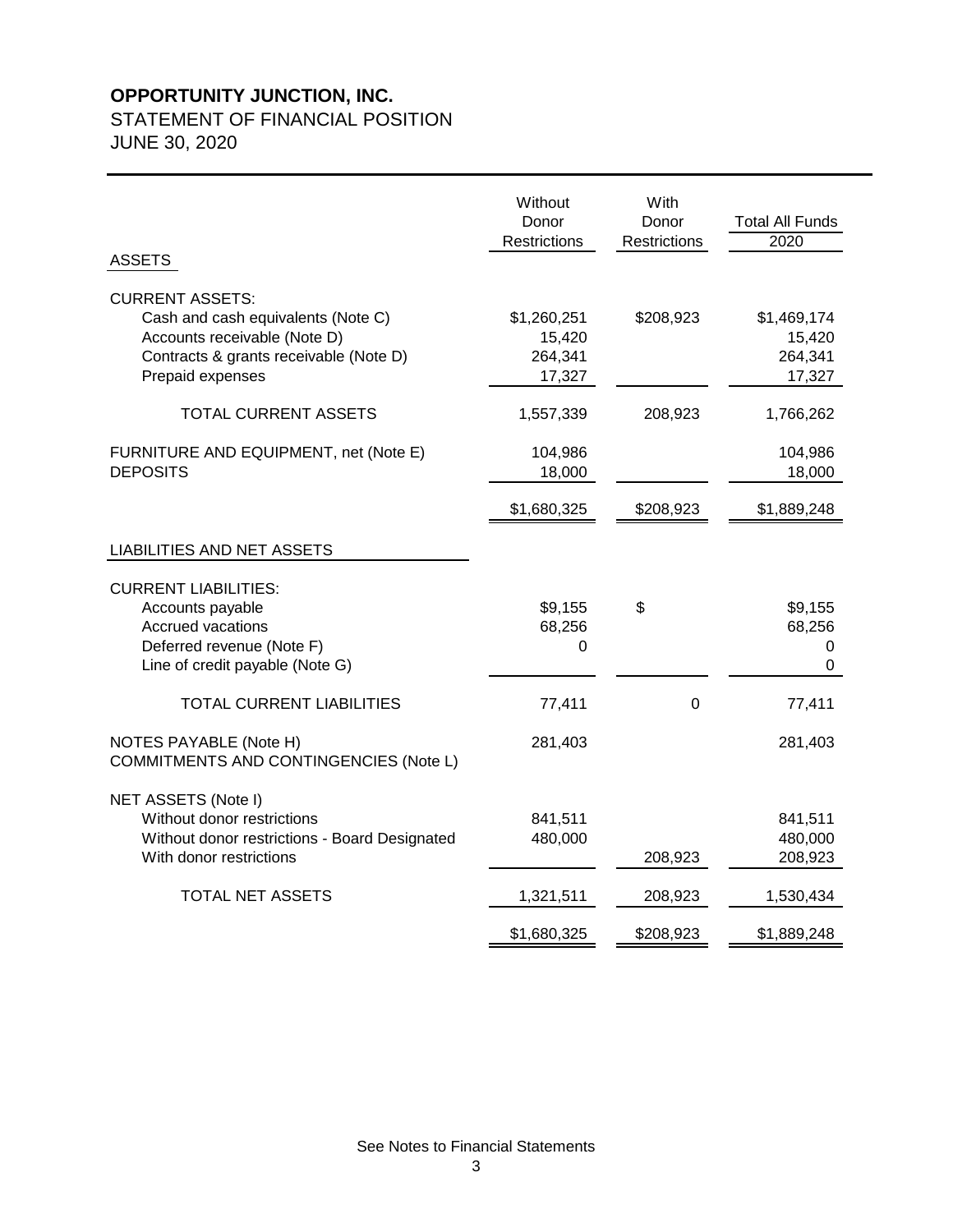**OPPORTUNITY JUNCTION, INC.**

STATEMENT OF FINANCIAL POSITION

JUNE 30, 2020

| | Without Donor Restrictions | With Donor Restrictions | Total All Funds 2020 |
|---|---|---|---|
| ASSETS | | | |
| CURRENT ASSETS: | | | |
| Cash and cash equivalents (Note C) | $1,260,251 | $208,923 | $1,469,174 |
| Accounts receivable (Note D) | 15,420 | | 15,420 |
| Contracts & grants receivable (Note D) | 264,341 | | 264,341 |
| Prepaid expenses | 17,327 | | 17,327 |
| TOTAL CURRENT ASSETS | 1,557,339 | 208,923 | 1,766,262 |
| FURNITURE AND EQUIPMENT, net (Note E) | 104,986 | | 104,986 |
| DEPOSITS | 18,000 | | 18,000 |
| | $1,680,325 | $208,923 | $1,889,248 |
| LIABILITIES AND NET ASSETS | | | |
| CURRENT LIABILITIES: | | | |
| Accounts payable | $9,155 | $ | $9,155 |
| Accrued vacations | 68,256 | | 68,256 |
| Deferred revenue (Note F) | 0 | | 0 |
| Line of credit payable (Note G) | | | 0 |
| TOTAL CURRENT LIABILITIES | 77,411 | 0 | 77,411 |
| NOTES PAYABLE (Note H) | 281,403 | | 281,403 |
| COMMITMENTS AND CONTINGENCIES (Note L) | | | |
| NET ASSETS (Note I) | | | |
| Without donor restrictions | 841,511 | | 841,511 |
| Without donor restrictions - Board Designated | 480,000 | | 480,000 |
| With donor restrictions | | 208,923 | 208,923 |
| TOTAL NET ASSETS | 1,321,511 | 208,923 | 1,530,434 |
| | $1,680,325 | $208,923 | $1,889,248 |

See Notes to Financial Statements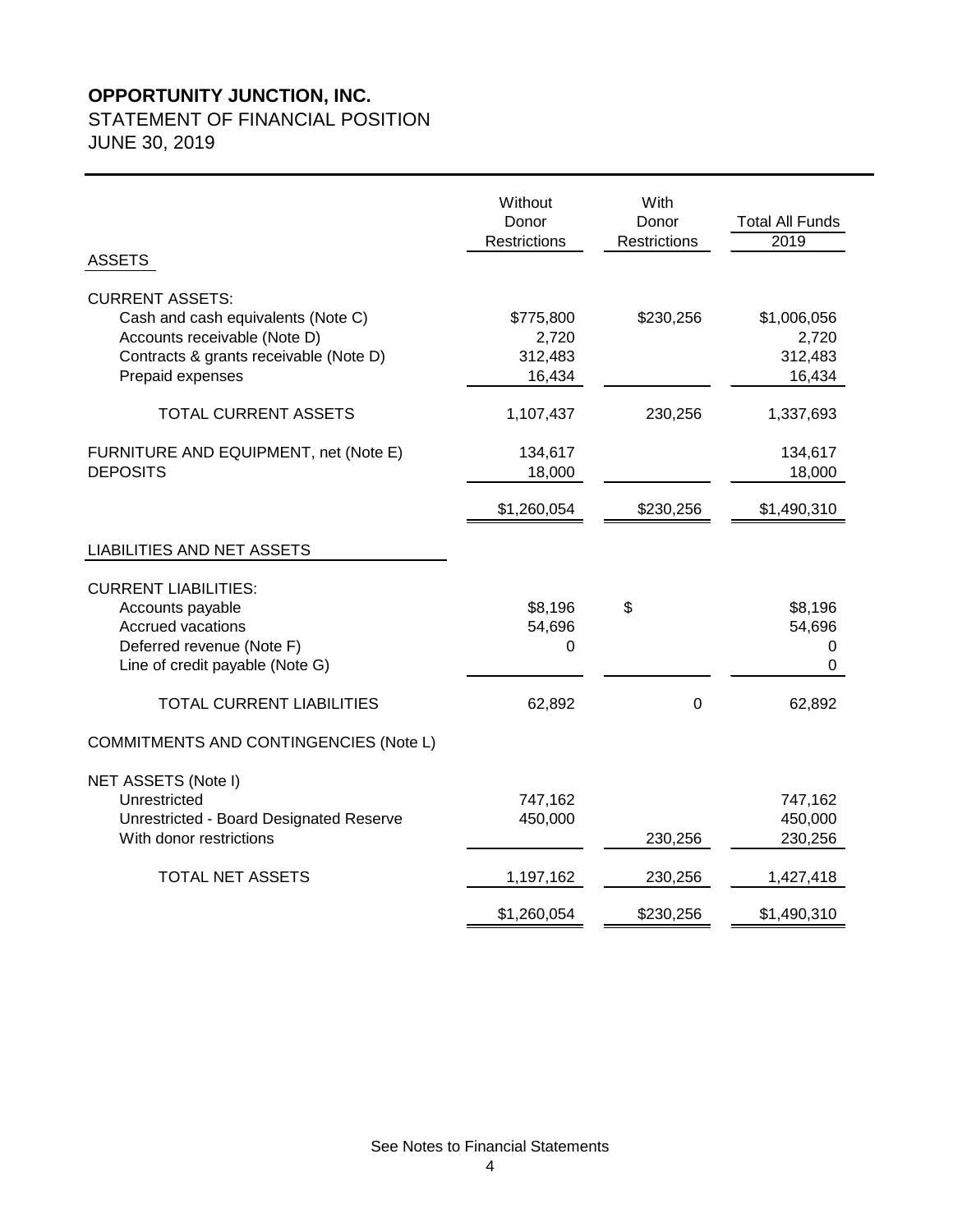# OPPORTUNITY JUNCTION, INC.

STATEMENT OF FINANCIAL POSITION

JUNE 30, 2019

| | Without Donor Restrictions | With Donor Restrictions | Total All Funds 2019 |
|---|---|---|---|
| ASSETS | | | |
| CURRENT ASSETS: | | | |
| Cash and cash equivalents (Note C) | $775,800 | $230,256 | $1,006,056 |
| Accounts receivable (Note D) | 2,720 | | 2,720 |
| Contracts & grants receivable (Note D) | 312,483 | | 312,483 |
| Prepaid expenses | 16,434 | | 16,434 |
| TOTAL CURRENT ASSETS | 1,107,437 | 230,256 | 1,337,693 |
| FURNITURE AND EQUIPMENT, net (Note E) | 134,617 | | 134,617 |
| DEPOSITS | 18,000 | | 18,000 |
| | $1,260,054 | $230,256 | $1,490,310 |
| LIABILITIES AND NET ASSETS | | | |
| CURRENT LIABILITIES: | | | |
| Accounts payable | $8,196 | $ | $8,196 |
| Accrued vacations | 54,696 | | 54,696 |
| Deferred revenue (Note F) | 0 | | 0 |
| Line of credit payable (Note G) | | | 0 |
| TOTAL CURRENT LIABILITIES | 62,892 | 0 | 62,892 |
| COMMITMENTS AND CONTINGENCIES (Note L) | | | |
| NET ASSETS (Note I) | | | |
| Unrestricted | 747,162 | | 747,162 |
| Unrestricted - Board Designated Reserve | 450,000 | | 450,000 |
| With donor restrictions | | 230,256 | 230,256 |
| TOTAL NET ASSETS | 1,197,162 | 230,256 | 1,427,418 |
| | $1,260,054 | $230,256 | $1,490,310 |

See Notes to Financial Statements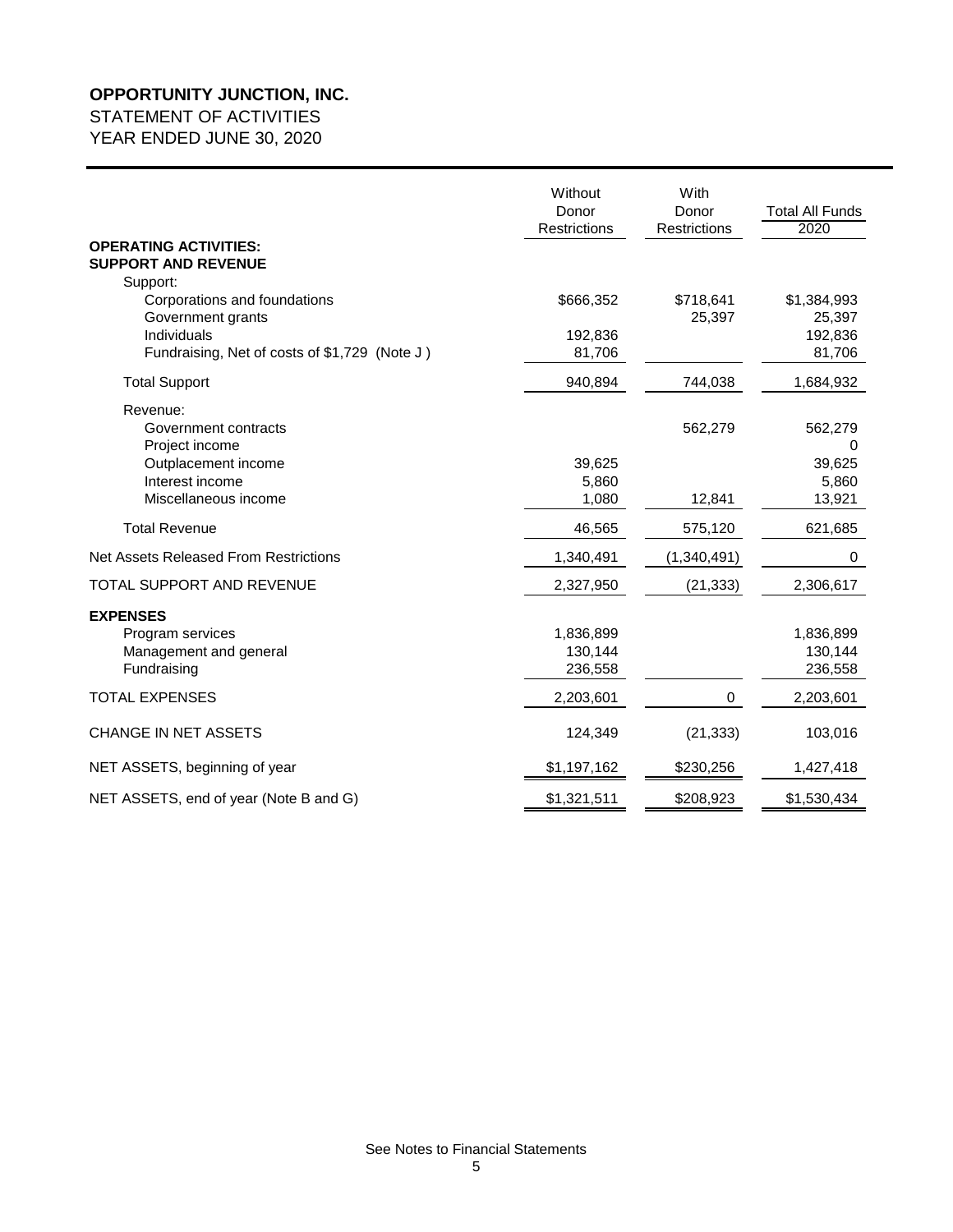**OPPORTUNITY JUNCTION, INC.**

STATEMENT OF ACTIVITIES

YEAR ENDED JUNE 30, 2020

| | Without Donor Restrictions | With Donor Restrictions | Total All Funds 2020 |
|---|---|---|---|
| **OPERATING ACTIVITIES:** | | | |
| **SUPPORT AND REVENUE** | | | |
| Support: | | | |
| Corporations and foundations | $666,352 | $718,641 | $1,384,993 |
| Government grants | | 25,397 | 25,397 |
| Individuals | 192,836 | | 192,836 |
| Fundraising, Net of costs of $1,729 (Note J ) | 81,706 | | 81,706 |
| Total Support | 940,894 | 744,038 | 1,684,932 |
| Revenue: | | | |
| Government contracts | | 562,279 | 562,279 |
| Project income | | | 0 |
| Outplacement income | 39,625 | | 39,625 |
| Interest income | 5,860 | | 5,860 |
| Miscellaneous income | 1,080 | 12,841 | 13,921 |
| Total Revenue | 46,565 | 575,120 | 621,685 |
| Net Assets Released From Restrictions | 1,340,491 | (1,340,491) | 0 |
| TOTAL SUPPORT AND REVENUE | 2,327,950 | (21,333) | 2,306,617 |
| **EXPENSES** | | | |
| Program services | 1,836,899 | | 1,836,899 |
| Management and general | 130,144 | | 130,144 |
| Fundraising | 236,558 | | 236,558 |
| TOTAL EXPENSES | 2,203,601 | 0 | 2,203,601 |
| CHANGE IN NET ASSETS | 124,349 | (21,333) | 103,016 |
| NET ASSETS, beginning of year | $1,197,162 | $230,256 | 1,427,418 |
| NET ASSETS, end of year (Note B and G) | $1,321,511 | $208,923 | $1,530,434 |

See Notes to Financial Statements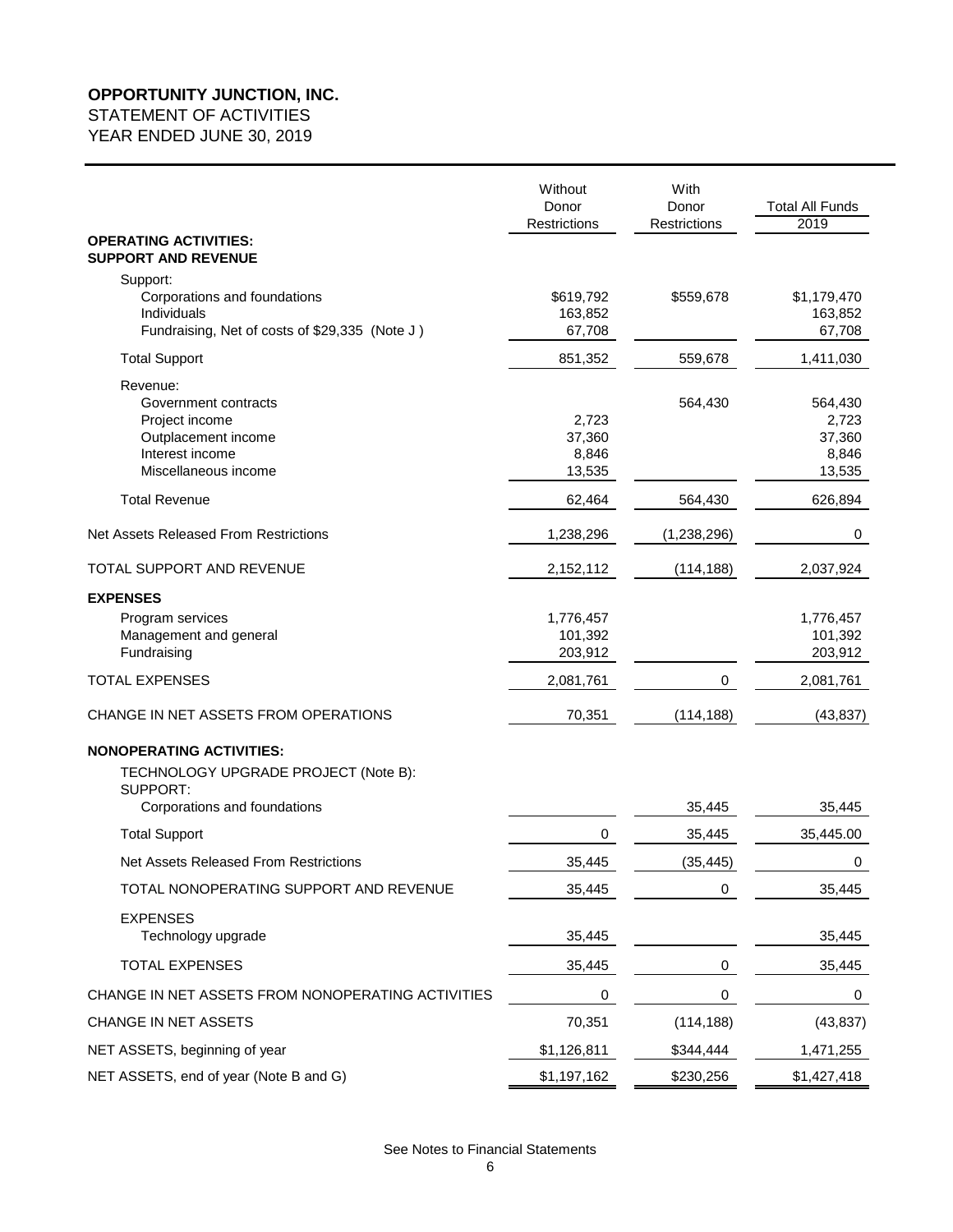**OPPORTUNITY JUNCTION, INC.**
STATEMENT OF ACTIVITIES
YEAR ENDED JUNE 30, 2019

| | Without Donor Restrictions | With Donor Restrictions | Total All Funds 2019 |
|---|---|---|---|
| **OPERATING ACTIVITIES:** | | | |
| **SUPPORT AND REVENUE** | | | |
| Support: | | | |
| Corporations and foundations | $619,792 | $559,678 | $1,179,470 |
| Individuals | 163,852 | | 163,852 |
| Fundraising, Net of costs of $29,335 (Note J ) | 67,708 | | 67,708 |
| Total Support | 851,352 | 559,678 | 1,411,030 |
| Revenue: | | | |
| Government contracts | | 564,430 | 564,430 |
| Project income | 2,723 | | 2,723 |
| Outplacement income | 37,360 | | 37,360 |
| Interest income | 8,846 | | 8,846 |
| Miscellaneous income | 13,535 | | 13,535 |
| Total Revenue | 62,464 | 564,430 | 626,894 |
| Net Assets Released From Restrictions | 1,238,296 | (1,238,296) | 0 |
| TOTAL SUPPORT AND REVENUE | 2,152,112 | (114,188) | 2,037,924 |
| **EXPENSES** | | | |
| Program services | 1,776,457 | | 1,776,457 |
| Management and general | 101,392 | | 101,392 |
| Fundraising | 203,912 | | 203,912 |
| TOTAL EXPENSES | 2,081,761 | 0 | 2,081,761 |
| CHANGE IN NET ASSETS FROM OPERATIONS | 70,351 | (114,188) | (43,837) |
| **NONOPERATING ACTIVITIES:** | | | |
| TECHNOLOGY UPGRADE PROJECT (Note B): | | | |
| SUPPORT: | | | |
| Corporations and foundations | | 35,445 | 35,445 |
| Total Support | 0 | 35,445 | 35,445.00 |
| Net Assets Released From Restrictions | 35,445 | (35,445) | 0 |
| TOTAL NONOPERATING SUPPORT AND REVENUE | 35,445 | 0 | 35,445 |
| EXPENSES | | | |
| Technology upgrade | 35,445 | | 35,445 |
| TOTAL EXPENSES | 35,445 | 0 | 35,445 |
| CHANGE IN NET ASSETS FROM NONOPERATING ACTIVITIES | 0 | 0 | 0 |
| CHANGE IN NET ASSETS | 70,351 | (114,188) | (43,837) |
| NET ASSETS, beginning of year | $1,126,811 | $344,444 | 1,471,255 |
| NET ASSETS, end of year (Note B and G) | $1,197,162 | $230,256 | $1,427,418 |

See Notes to Financial Statements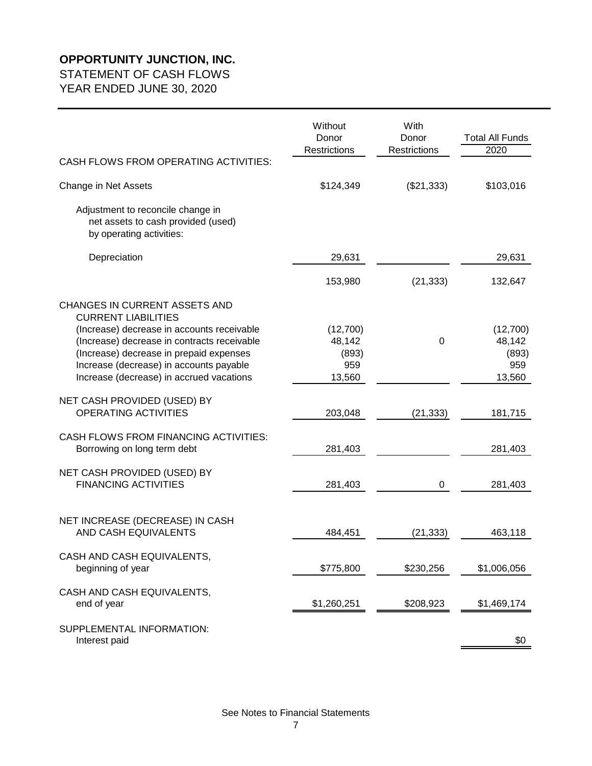**OPPORTUNITY JUNCTION, INC.**

STATEMENT OF CASH FLOWS

YEAR ENDED JUNE 30, 2020

| | Without Donor Restrictions | With Donor Restrictions | Total All Funds 2020 |
|---|---|---|---|
| CASH FLOWS FROM OPERATING ACTIVITIES: | | | |
| Change in Net Assets | $124,349 | ($21,333) | $103,016 |
| Adjustment to reconcile change in net assets to cash provided (used) by operating activities: | | | |
| Depreciation | 29,631 | | 29,631 |
| | 153,980 | (21,333) | 132,647 |
| CHANGES IN CURRENT ASSETS AND CURRENT LIABILITIES | | | |
| (Increase) decrease in accounts receivable | (12,700) | | (12,700) |
| (Increase) decrease in contracts receivable | 48,142 | 0 | 48,142 |
| (Increase) decrease in prepaid expenses | (893) | | (893) |
| Increase (decrease) in accounts payable | 959 | | 959 |
| Increase (decrease) in accrued vacations | 13,560 | | 13,560 |
| NET CASH PROVIDED (USED) BY OPERATING ACTIVITIES | 203,048 | (21,333) | 181,715 |
| CASH FLOWS FROM FINANCING ACTIVITIES: | | | |
| Borrowing on long term debt | 281,403 | | 281,403 |
| NET CASH PROVIDED (USED) BY FINANCING ACTIVITIES | 281,403 | 0 | 281,403 |
| NET INCREASE (DECREASE) IN CASH AND CASH EQUIVALENTS | 484,451 | (21,333) | 463,118 |
| CASH AND CASH EQUIVALENTS, beginning of year | $775,800 | $230,256 | $1,006,056 |
| CASH AND CASH EQUIVALENTS, end of year | $1,260,251 | $208,923 | $1,469,174 |
| SUPPLEMENTAL INFORMATION: | | | |
| Interest paid | | | $0 |

See Notes to Financial Statements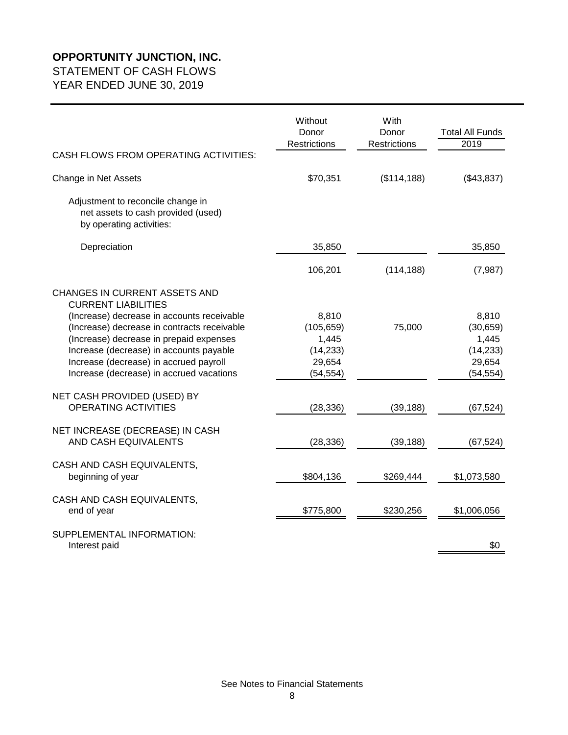**OPPORTUNITY JUNCTION, INC.**
STATEMENT OF CASH FLOWS
YEAR ENDED JUNE 30, 2019

| | Without Donor Restrictions | With Donor Restrictions | Total All Funds 2019 |
|---|---|---|---|
| CASH FLOWS FROM OPERATING ACTIVITIES: | | | |
| Change in Net Assets | $70,351 | ($114,188) | ($43,837) |
| Adjustment to reconcile change in net assets to cash provided (used) by operating activities: | | | |
| Depreciation | 35,850 | | 35,850 |
| | 106,201 | (114,188) | (7,987) |
| CHANGES IN CURRENT ASSETS AND CURRENT LIABILITIES | | | |
| (Increase) decrease in accounts receivable | 8,810 | | 8,810 |
| (Increase) decrease in contracts receivable | (105,659) | 75,000 | (30,659) |
| (Increase) decrease in prepaid expenses | 1,445 | | 1,445 |
| Increase (decrease) in accounts payable | (14,233) | | (14,233) |
| Increase (decrease) in accrued payroll | 29,654 | | 29,654 |
| Increase (decrease) in accrued vacations | (54,554) | | (54,554) |
| NET CASH PROVIDED (USED) BY OPERATING ACTIVITIES | (28,336) | (39,188) | (67,524) |
| NET INCREASE (DECREASE) IN CASH AND CASH EQUIVALENTS | (28,336) | (39,188) | (67,524) |
| CASH AND CASH EQUIVALENTS, beginning of year | $804,136 | $269,444 | $1,073,580 |
| CASH AND CASH EQUIVALENTS, end of year | $775,800 | $230,256 | $1,006,056 |
| SUPPLEMENTAL INFORMATION: | | | |
| Interest paid | | | $0 |

See Notes to Financial Statements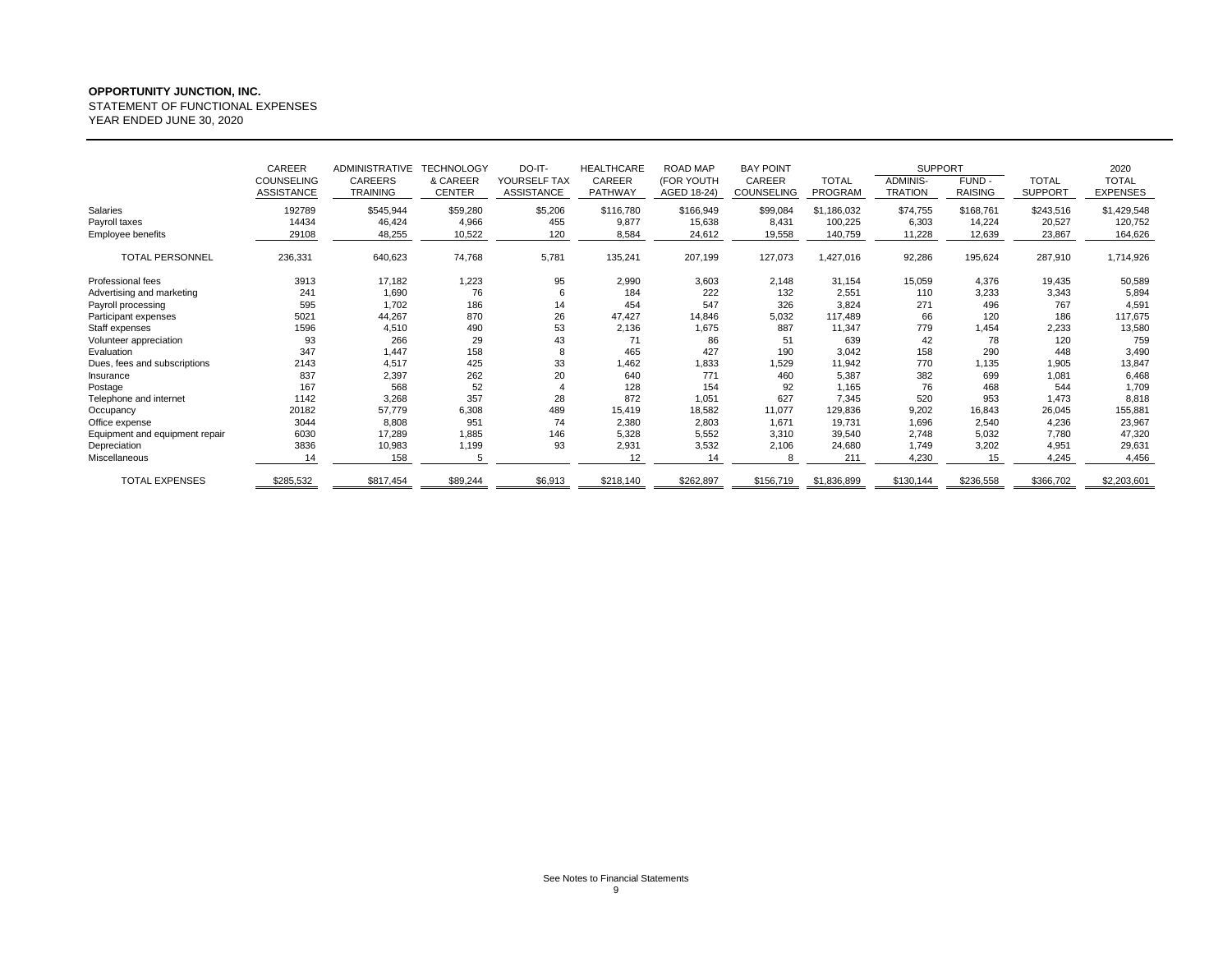**OPPORTUNITY JUNCTION, INC.**
STATEMENT OF FUNCTIONAL EXPENSES
YEAR ENDED JUNE 30, 2020

| | CAREER COUNSELING ASSISTANCE | ADMINISTRATIVE CAREERS TRAINING | TECHNOLOGY & CAREER CENTER | DO-IT-YOURSELF TAX ASSISTANCE | HEALTHCARE CAREER PATHWAY | ROAD MAP (FOR YOUTH AGED 18-24) | BAY POINT CAREER COUNSELING | TOTAL PROGRAM | SUPPORT | | TOTAL SUPPORT | 2020 TOTAL EXPENSES |
|---|---|---|---|---|---|---|---|---|---|---|---|---|
| | | | | | | | | | ADMINIS-TRATION | FUND - RAISING | | |
| Salaries | 192789 | $545,944 | $59,280 | $5,206 | $116,780 | $166,949 | $99,084 | $1,186,032 | $74,755 | $168,761 | $243,516 | $1,429,548 |
| Payroll taxes | 14434 | 46,424 | 4,966 | 455 | 9,877 | 15,638 | 8,431 | 100,225 | 6,303 | 14,224 | 20,527 | 120,752 |
| Employee benefits | 29108 | 48,255 | 10,522 | 120 | 8,584 | 24,612 | 19,558 | 140,759 | 11,228 | 12,639 | 23,867 | 164,626 |
| TOTAL PERSONNEL | 236,331 | 640,623 | 74,768 | 5,781 | 135,241 | 207,199 | 127,073 | 1,427,016 | 92,286 | 195,624 | 287,910 | 1,714,926 |
| Professional fees | 3913 | 17,182 | 1,223 | 95 | 2,990 | 3,603 | 2,148 | 31,154 | 15,059 | 4,376 | 19,435 | 50,589 |
| Advertising and marketing | 241 | 1,690 | 76 | 6 | 184 | 222 | 132 | 2,551 | 110 | 3,233 | 3,343 | 5,894 |
| Payroll processing | 595 | 1,702 | 186 | 14 | 454 | 547 | 326 | 3,824 | 271 | 496 | 767 | 4,591 |
| Participant expenses | 5021 | 44,267 | 870 | 26 | 47,427 | 14,846 | 5,032 | 117,489 | 66 | 120 | 186 | 117,675 |
| Staff expenses | 1596 | 4,510 | 490 | 53 | 2,136 | 1,675 | 887 | 11,347 | 779 | 1,454 | 2,233 | 13,580 |
| Volunteer appreciation | 93 | 266 | 29 | 43 | 71 | 86 | 51 | 639 | 42 | 78 | 120 | 759 |
| Evaluation | 347 | 1,447 | 158 | 8 | 465 | 427 | 190 | 3,042 | 158 | 290 | 448 | 3,490 |
| Dues, fees and subscriptions | 2143 | 4,517 | 425 | 33 | 1,462 | 1,833 | 1,529 | 11,942 | 770 | 1,135 | 1,905 | 13,847 |
| Insurance | 837 | 2,397 | 262 | 20 | 640 | 771 | 460 | 5,387 | 382 | 699 | 1,081 | 6,468 |
| Postage | 167 | 568 | 52 | 4 | 128 | 154 | 92 | 1,165 | 76 | 468 | 544 | 1,709 |
| Telephone and internet | 1142 | 3,268 | 357 | 28 | 872 | 1,051 | 627 | 7,345 | 520 | 953 | 1,473 | 8,818 |
| Occupancy | 20182 | 57,779 | 6,308 | 489 | 15,419 | 18,582 | 11,077 | 129,836 | 9,202 | 16,843 | 26,045 | 155,881 |
| Office expense | 3044 | 8,808 | 951 | 74 | 2,380 | 2,803 | 1,671 | 19,731 | 1,696 | 2,540 | 4,236 | 23,967 |
| Equipment and equipment repair | 6030 | 17,289 | 1,885 | 146 | 5,328 | 5,552 | 3,310 | 39,540 | 2,748 | 5,032 | 7,780 | 47,320 |
| Depreciation | 3836 | 10,983 | 1,199 | 93 | 2,931 | 3,532 | 2,106 | 24,680 | 1,749 | 3,202 | 4,951 | 29,631 |
| Miscellaneous | 14 | 158 | 5 | | 12 | 14 | 8 | 211 | 4,230 | 15 | 4,245 | 4,456 |
| TOTAL EXPENSES | $285,532 | $817,454 | $89,244 | $6,913 | $218,140 | $262,897 | $156,719 | $1,836,899 | $130,144 | $236,558 | $366,702 | $2,203,601 |

See Notes to Financial Statements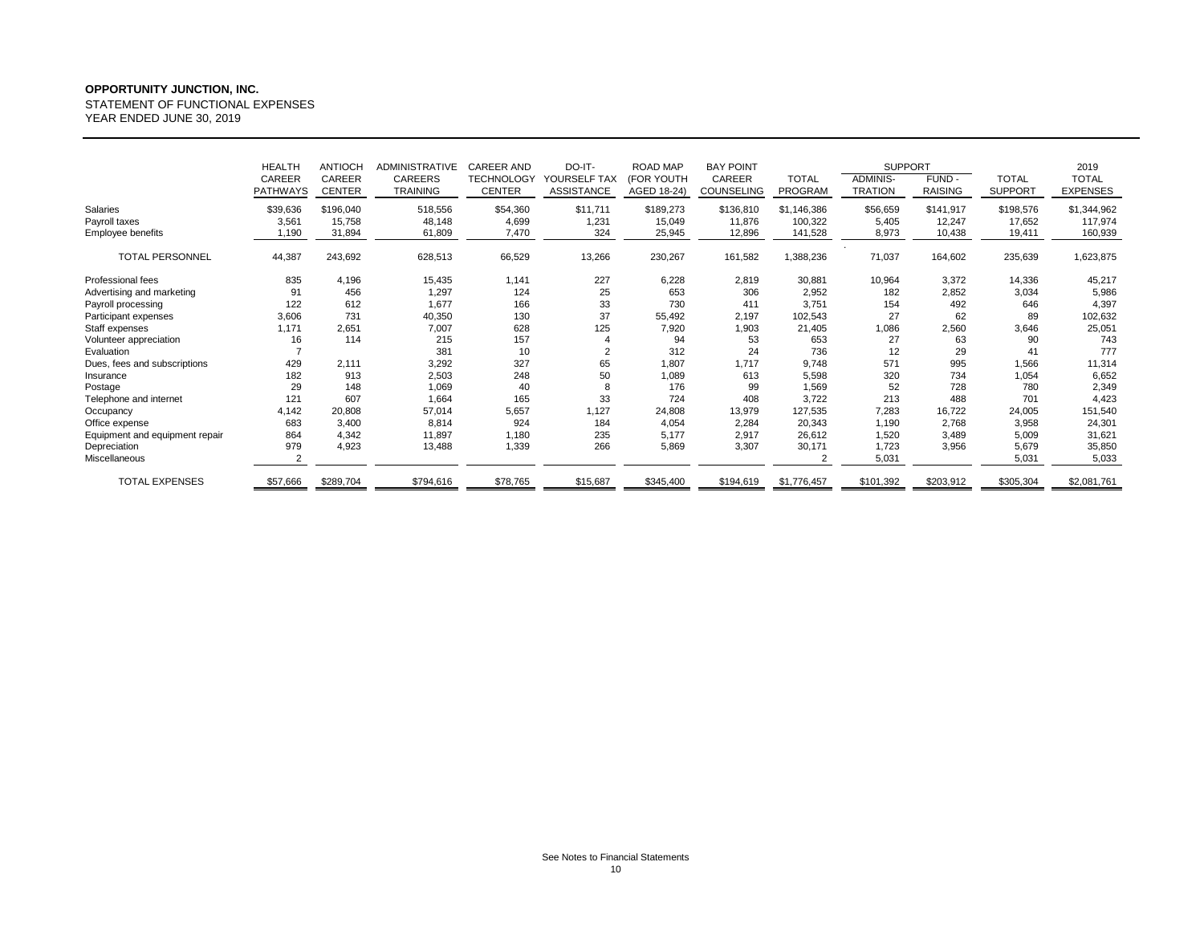**OPPORTUNITY JUNCTION, INC.**
STATEMENT OF FUNCTIONAL EXPENSES
YEAR ENDED JUNE 30, 2019

| | HEALTH CAREER PATHWAYS | ANTIOCH CAREER CENTER | ADMINISTRATIVE CAREERS TRAINING | CAREER AND TECHNOLOGY CENTER | DO-IT-YOURSELF TAX ASSISTANCE | ROAD MAP (FOR YOUTH AGED 18-24) | BAY POINT CAREER COUNSELING | TOTAL PROGRAM | SUPPORT | | TOTAL SUPPORT | 2019 TOTAL EXPENSES |
|---|---|---|---|---|---|---|---|---|---|---|---|---|
| | | | | | | | | | ADMINIS-TRATION | FUND - RAISING | | |
| Salaries | $39,636 | $196,040 | 518,556 | $54,360 | $11,711 | $189,273 | $136,810 | $1,146,386 | $56,659 | $141,917 | $198,576 | $1,344,962 |
| Payroll taxes | 3,561 | 15,758 | 48,148 | 4,699 | 1,231 | 15,049 | 11,876 | 100,322 | 5,405 | 12,247 | 17,652 | 117,974 |
| Employee benefits | 1,190 | 31,894 | 61,809 | 7,470 | 324 | 25,945 | 12,896 | 141,528 | 8,973 | 10,438 | 19,411 | 160,939 |
| TOTAL PERSONNEL | 44,387 | 243,692 | 628,513 | 66,529 | 13,266 | 230,267 | 161,582 | 1,388,236 | 71,037 | 164,602 | 235,639 | 1,623,875 |
| Professional fees | 835 | 4,196 | 15,435 | 1,141 | 227 | 6,228 | 2,819 | 30,881 | 10,964 | 3,372 | 14,336 | 45,217 |
| Advertising and marketing | 91 | 456 | 1,297 | 124 | 25 | 653 | 306 | 2,952 | 182 | 2,852 | 3,034 | 5,986 |
| Payroll processing | 122 | 612 | 1,677 | 166 | 33 | 730 | 411 | 3,751 | 154 | 492 | 646 | 4,397 |
| Participant expenses | 3,606 | 731 | 40,350 | 130 | 37 | 55,492 | 2,197 | 102,543 | 27 | 62 | 89 | 102,632 |
| Staff expenses | 1,171 | 2,651 | 7,007 | 628 | 125 | 7,920 | 1,903 | 21,405 | 1,086 | 2,560 | 3,646 | 25,051 |
| Volunteer appreciation | 16 | 114 | 215 | 157 | 4 | 94 | 53 | 653 | 27 | 63 | 90 | 743 |
| Evaluation | 7 | | 381 | 10 | 2 | 312 | 24 | 736 | 12 | 29 | 41 | 777 |
| Dues, fees and subscriptions | 429 | 2,111 | 3,292 | 327 | 65 | 1,807 | 1,717 | 9,748 | 571 | 995 | 1,566 | 11,314 |
| Insurance | 182 | 913 | 2,503 | 248 | 50 | 1,089 | 613 | 5,598 | 320 | 734 | 1,054 | 6,652 |
| Postage | 29 | 148 | 1,069 | 40 | 8 | 176 | 99 | 1,569 | 52 | 728 | 780 | 2,349 |
| Telephone and internet | 121 | 607 | 1,664 | 165 | 33 | 724 | 408 | 3,722 | 213 | 488 | 701 | 4,423 |
| Occupancy | 4,142 | 20,808 | 57,014 | 5,657 | 1,127 | 24,808 | 13,979 | 127,535 | 7,283 | 16,722 | 24,005 | 151,540 |
| Office expense | 683 | 3,400 | 8,814 | 924 | 184 | 4,054 | 2,284 | 20,343 | 1,190 | 2,768 | 3,958 | 24,301 |
| Equipment and equipment repair | 864 | 4,342 | 11,897 | 1,180 | 235 | 5,177 | 2,917 | 26,612 | 1,520 | 3,489 | 5,009 | 31,621 |
| Depreciation | 979 | 4,923 | 13,488 | 1,339 | 266 | 5,869 | 3,307 | 30,171 | 1,723 | 3,956 | 5,679 | 35,850 |
| Miscellaneous | 2 | | | | | | | 2 | 5,031 | | 5,031 | 5,033 |
| TOTAL EXPENSES | $57,666 | $289,704 | $794,616 | $78,765 | $15,687 | $345,400 | $194,619 | $1,776,457 | $101,392 | $203,912 | $305,304 | $2,081,761 |

See Notes to Financial Statements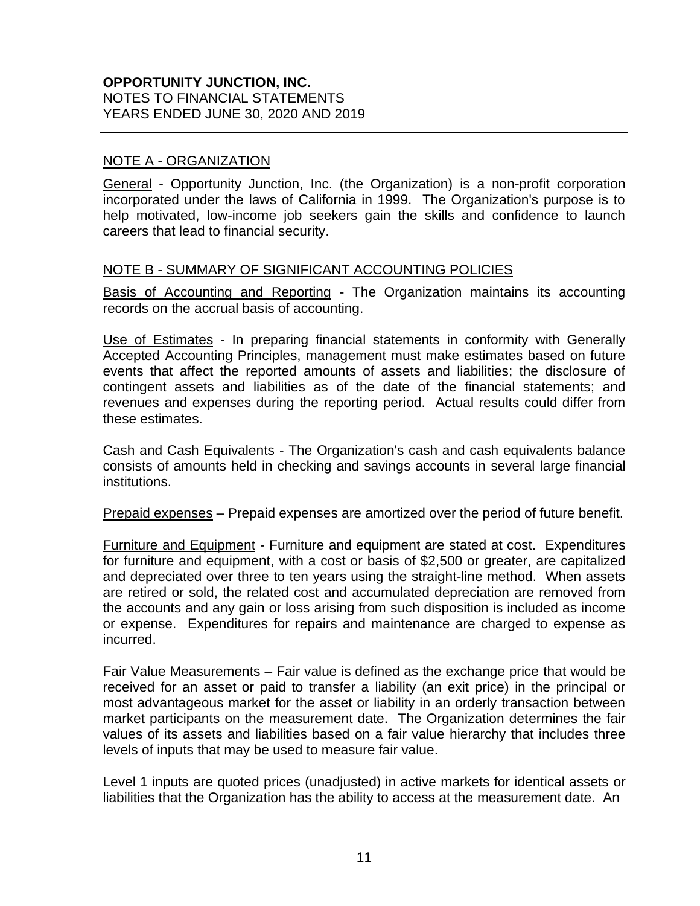**OPPORTUNITY JUNCTION, INC.**
NOTES TO FINANCIAL STATEMENTS
YEARS ENDED JUNE 30, 2020 AND 2019

## NOTE A - ORGANIZATION

General - Opportunity Junction, Inc. (the Organization) is a non-profit corporation incorporated under the laws of California in 1999. The Organization's purpose is to help motivated, low-income job seekers gain the skills and confidence to launch careers that lead to financial security.

## NOTE B - SUMMARY OF SIGNIFICANT ACCOUNTING POLICIES

Basis of Accounting and Reporting - The Organization maintains its accounting records on the accrual basis of accounting.

Use of Estimates - In preparing financial statements in conformity with Generally Accepted Accounting Principles, management must make estimates based on future events that affect the reported amounts of assets and liabilities; the disclosure of contingent assets and liabilities as of the date of the financial statements; and revenues and expenses during the reporting period. Actual results could differ from these estimates.

Cash and Cash Equivalents - The Organization's cash and cash equivalents balance consists of amounts held in checking and savings accounts in several large financial institutions.

Prepaid expenses – Prepaid expenses are amortized over the period of future benefit.

Furniture and Equipment - Furniture and equipment are stated at cost. Expenditures for furniture and equipment, with a cost or basis of $2,500 or greater, are capitalized and depreciated over three to ten years using the straight-line method. When assets are retired or sold, the related cost and accumulated depreciation are removed from the accounts and any gain or loss arising from such disposition is included as income or expense. Expenditures for repairs and maintenance are charged to expense as incurred.

Fair Value Measurements – Fair value is defined as the exchange price that would be received for an asset or paid to transfer a liability (an exit price) in the principal or most advantageous market for the asset or liability in an orderly transaction between market participants on the measurement date. The Organization determines the fair values of its assets and liabilities based on a fair value hierarchy that includes three levels of inputs that may be used to measure fair value.

Level 1 inputs are quoted prices (unadjusted) in active markets for identical assets or liabilities that the Organization has the ability to access at the measurement date. An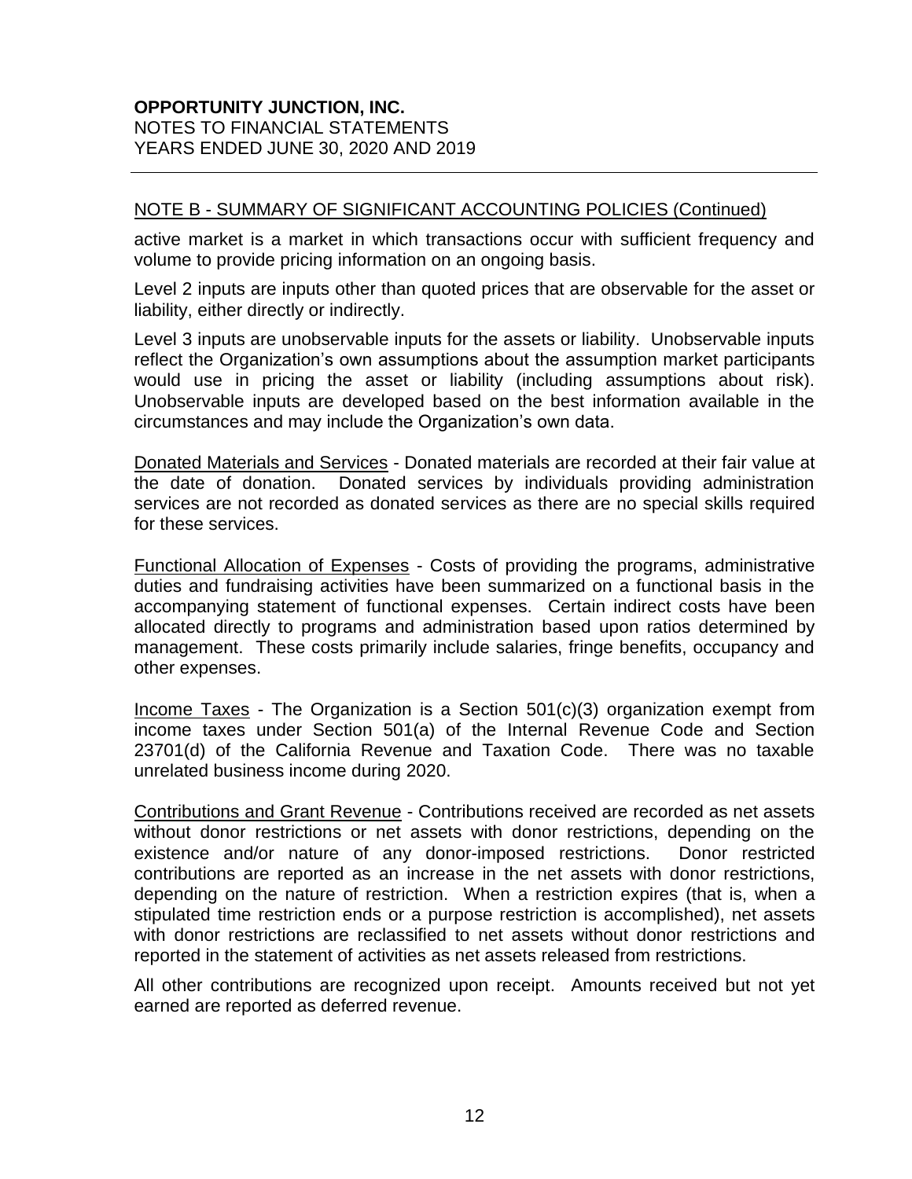## NOTE B - SUMMARY OF SIGNIFICANT ACCOUNTING POLICIES (Continued)

active market is a market in which transactions occur with sufficient frequency and volume to provide pricing information on an ongoing basis.

Level 2 inputs are inputs other than quoted prices that are observable for the asset or liability, either directly or indirectly.

Level 3 inputs are unobservable inputs for the assets or liability. Unobservable inputs reflect the Organization's own assumptions about the assumption market participants would use in pricing the asset or liability (including assumptions about risk). Unobservable inputs are developed based on the best information available in the circumstances and may include the Organization's own data.

Donated Materials and Services - Donated materials are recorded at their fair value at the date of donation. Donated services by individuals providing administration services are not recorded as donated services as there are no special skills required for these services.

Functional Allocation of Expenses - Costs of providing the programs, administrative duties and fundraising activities have been summarized on a functional basis in the accompanying statement of functional expenses. Certain indirect costs have been allocated directly to programs and administration based upon ratios determined by management. These costs primarily include salaries, fringe benefits, occupancy and other expenses.

Income Taxes - The Organization is a Section 501(c)(3) organization exempt from income taxes under Section 501(a) of the Internal Revenue Code and Section 23701(d) of the California Revenue and Taxation Code. There was no taxable unrelated business income during 2020.

Contributions and Grant Revenue - Contributions received are recorded as net assets without donor restrictions or net assets with donor restrictions, depending on the existence and/or nature of any donor-imposed restrictions. Donor restricted contributions are reported as an increase in the net assets with donor restrictions, depending on the nature of restriction. When a restriction expires (that is, when a stipulated time restriction ends or a purpose restriction is accomplished), net assets with donor restrictions are reclassified to net assets without donor restrictions and reported in the statement of activities as net assets released from restrictions.

All other contributions are recognized upon receipt. Amounts received but not yet earned are reported as deferred revenue.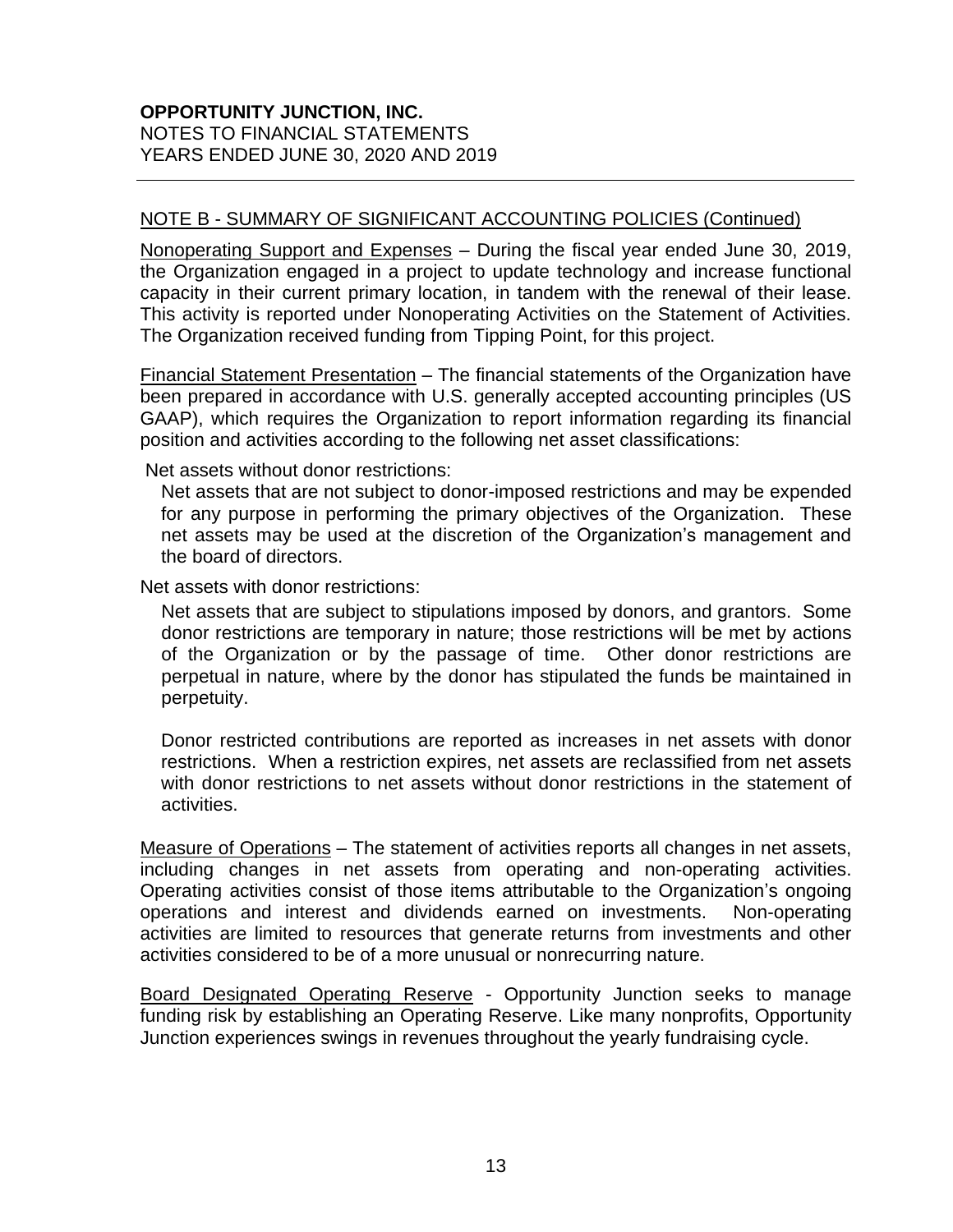## NOTE B - SUMMARY OF SIGNIFICANT ACCOUNTING POLICIES (Continued)

Nonoperating Support and Expenses – During the fiscal year ended June 30, 2019, the Organization engaged in a project to update technology and increase functional capacity in their current primary location, in tandem with the renewal of their lease. This activity is reported under Nonoperating Activities on the Statement of Activities. The Organization received funding from Tipping Point, for this project.

Financial Statement Presentation – The financial statements of the Organization have been prepared in accordance with U.S. generally accepted accounting principles (US GAAP), which requires the Organization to report information regarding its financial position and activities according to the following net asset classifications:

Net assets without donor restrictions:

Net assets that are not subject to donor-imposed restrictions and may be expended for any purpose in performing the primary objectives of the Organization. These net assets may be used at the discretion of the Organization's management and the board of directors.

Net assets with donor restrictions:

Net assets that are subject to stipulations imposed by donors, and grantors. Some donor restrictions are temporary in nature; those restrictions will be met by actions of the Organization or by the passage of time. Other donor restrictions are perpetual in nature, where by the donor has stipulated the funds be maintained in perpetuity.

Donor restricted contributions are reported as increases in net assets with donor restrictions. When a restriction expires, net assets are reclassified from net assets with donor restrictions to net assets without donor restrictions in the statement of activities.

Measure of Operations – The statement of activities reports all changes in net assets, including changes in net assets from operating and non-operating activities. Operating activities consist of those items attributable to the Organization's ongoing operations and interest and dividends earned on investments. Non-operating activities are limited to resources that generate returns from investments and other activities considered to be of a more unusual or nonrecurring nature.

Board Designated Operating Reserve - Opportunity Junction seeks to manage funding risk by establishing an Operating Reserve. Like many nonprofits, Opportunity Junction experiences swings in revenues throughout the yearly fundraising cycle.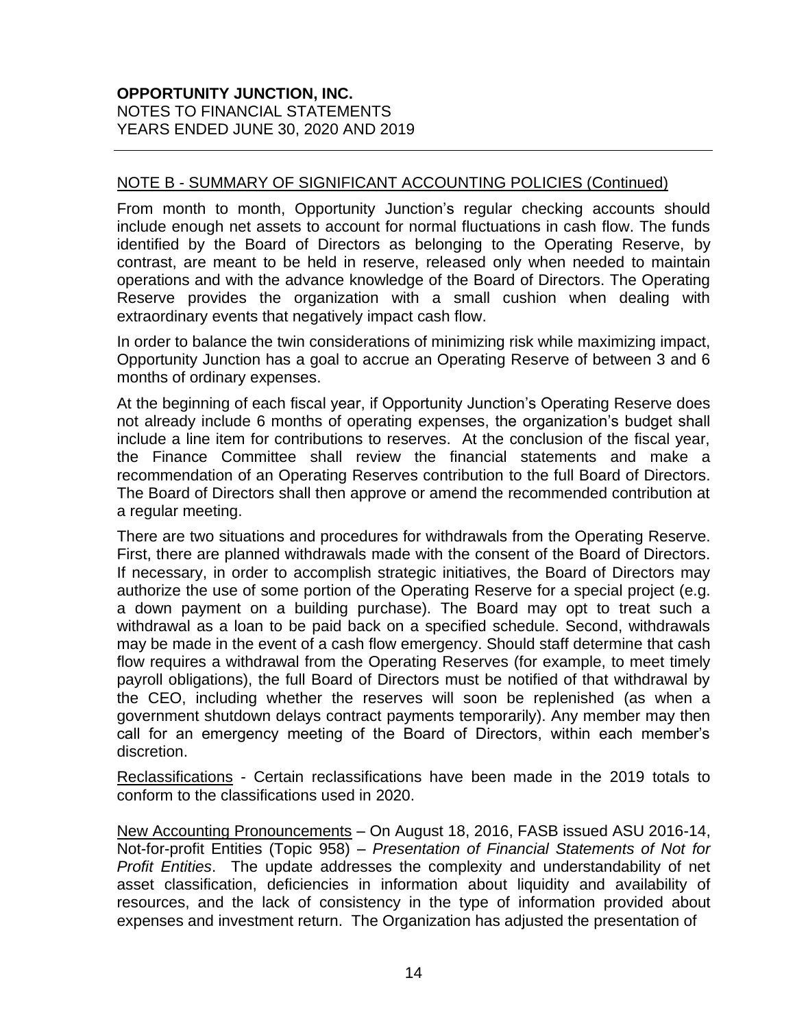NOTE B - SUMMARY OF SIGNIFICANT ACCOUNTING POLICIES (Continued)

From month to month, Opportunity Junction's regular checking accounts should include enough net assets to account for normal fluctuations in cash flow. The funds identified by the Board of Directors as belonging to the Operating Reserve, by contrast, are meant to be held in reserve, released only when needed to maintain operations and with the advance knowledge of the Board of Directors. The Operating Reserve provides the organization with a small cushion when dealing with extraordinary events that negatively impact cash flow.

In order to balance the twin considerations of minimizing risk while maximizing impact, Opportunity Junction has a goal to accrue an Operating Reserve of between 3 and 6 months of ordinary expenses.

At the beginning of each fiscal year, if Opportunity Junction's Operating Reserve does not already include 6 months of operating expenses, the organization's budget shall include a line item for contributions to reserves. At the conclusion of the fiscal year, the Finance Committee shall review the financial statements and make a recommendation of an Operating Reserves contribution to the full Board of Directors. The Board of Directors shall then approve or amend the recommended contribution at a regular meeting.

There are two situations and procedures for withdrawals from the Operating Reserve. First, there are planned withdrawals made with the consent of the Board of Directors. If necessary, in order to accomplish strategic initiatives, the Board of Directors may authorize the use of some portion of the Operating Reserve for a special project (e.g. a down payment on a building purchase). The Board may opt to treat such a withdrawal as a loan to be paid back on a specified schedule. Second, withdrawals may be made in the event of a cash flow emergency. Should staff determine that cash flow requires a withdrawal from the Operating Reserves (for example, to meet timely payroll obligations), the full Board of Directors must be notified of that withdrawal by the CEO, including whether the reserves will soon be replenished (as when a government shutdown delays contract payments temporarily). Any member may then call for an emergency meeting of the Board of Directors, within each member's discretion.

Reclassifications - Certain reclassifications have been made in the 2019 totals to conform to the classifications used in 2020.

New Accounting Pronouncements – On August 18, 2016, FASB issued ASU 2016-14, Not-for-profit Entities (Topic 958) – *Presentation of Financial Statements of Not for Profit Entities*. The update addresses the complexity and understandability of net asset classification, deficiencies in information about liquidity and availability of resources, and the lack of consistency in the type of information provided about expenses and investment return. The Organization has adjusted the presentation of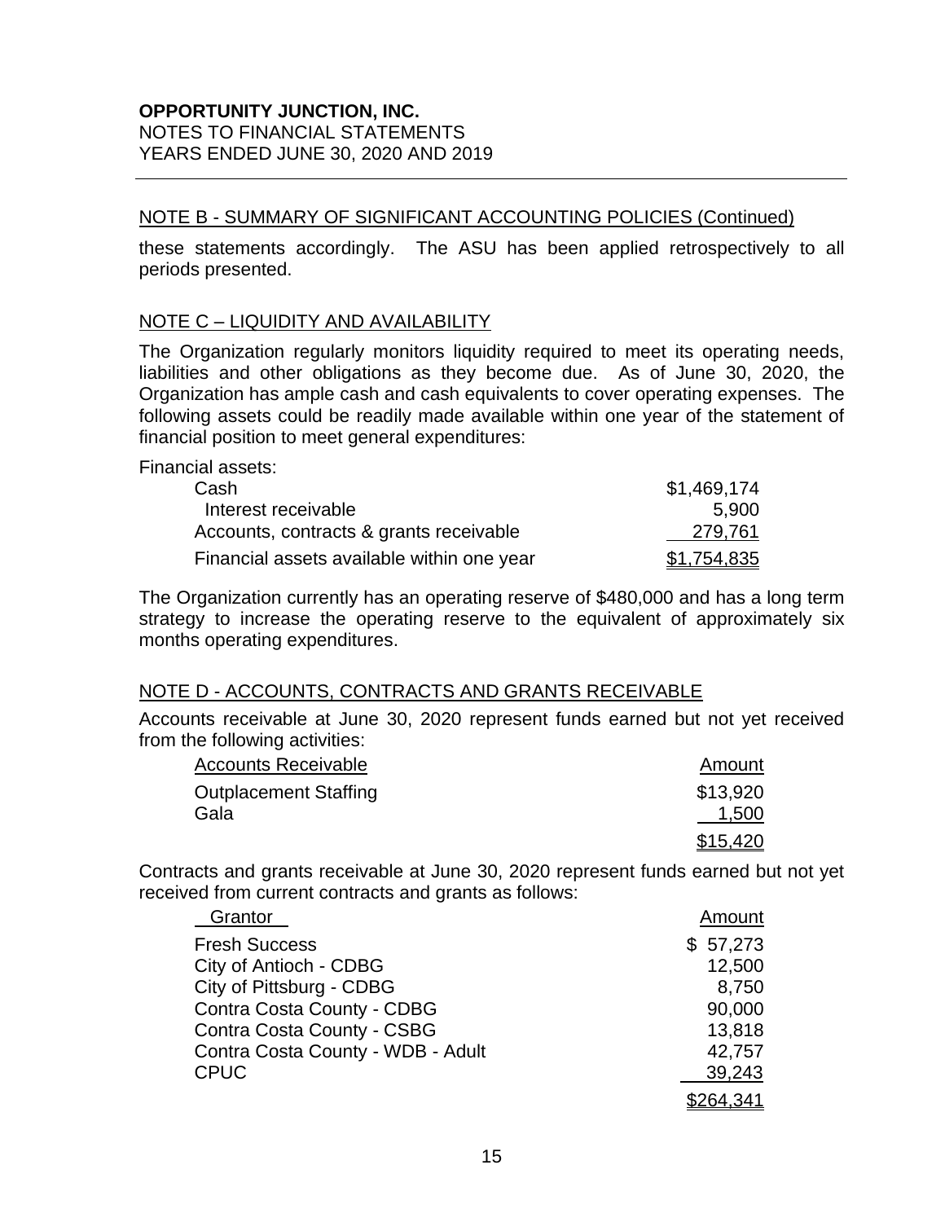**OPPORTUNITY JUNCTION, INC.**
NOTES TO FINANCIAL STATEMENTS
YEARS ENDED JUNE 30, 2020 AND 2019

## NOTE B - SUMMARY OF SIGNIFICANT ACCOUNTING POLICIES (Continued)

these statements accordingly. The ASU has been applied retrospectively to all periods presented.

## NOTE C – LIQUIDITY AND AVAILABILITY

The Organization regularly monitors liquidity required to meet its operating needs, liabilities and other obligations as they become due. As of June 30, 2020, the Organization has ample cash and cash equivalents to cover operating expenses. The following assets could be readily made available within one year of the statement of financial position to meet general expenditures:

| Financial assets: | |
|---|---|
| Cash | $1,469,174 |
| Interest receivable | 5,900 |
| Accounts, contracts & grants receivable | 279,761 |
| Financial assets available within one year | $1,754,835 |

The Organization currently has an operating reserve of $480,000 and has a long term strategy to increase the operating reserve to the equivalent of approximately six months operating expenditures.

## NOTE D - ACCOUNTS, CONTRACTS AND GRANTS RECEIVABLE

Accounts receivable at June 30, 2020 represent funds earned but not yet received from the following activities:

| Accounts Receivable | Amount |
|---|---|
| Outplacement Staffing | $13,920 |
| Gala | 1,500 |
| | $15,420 |

Contracts and grants receivable at June 30, 2020 represent funds earned but not yet received from current contracts and grants as follows:

| Grantor | Amount |
|---|---|
| Fresh Success | $ 57,273 |
| City of Antioch - CDBG | 12,500 |
| City of Pittsburg - CDBG | 8,750 |
| Contra Costa County - CDBG | 90,000 |
| Contra Costa County - CSBG | 13,818 |
| Contra Costa County - WDB - Adult | 42,757 |
| CPUC | 39,243 |
| | $264,341 |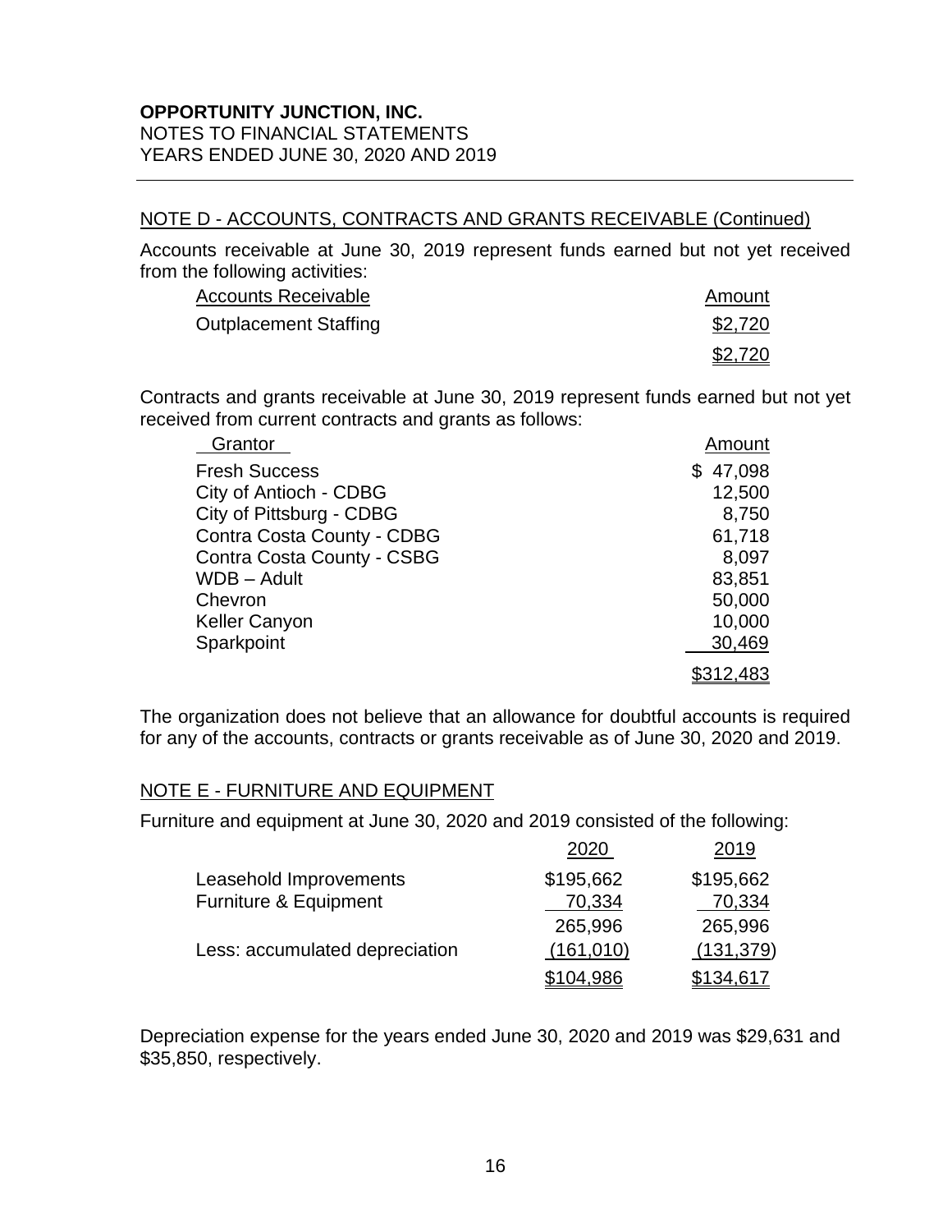**OPPORTUNITY JUNCTION, INC.**
NOTES TO FINANCIAL STATEMENTS
YEARS ENDED JUNE 30, 2020 AND 2019

## NOTE D - ACCOUNTS, CONTRACTS AND GRANTS RECEIVABLE (Continued)

Accounts receivable at June 30, 2019 represent funds earned but not yet received from the following activities:

| Accounts Receivable | Amount |
|---|---|
| Outplacement Staffing | $2,720 |
| | $2,720 |

Contracts and grants receivable at June 30, 2019 represent funds earned but not yet received from current contracts and grants as follows:

| Grantor | Amount |
|---|---|
| Fresh Success | $ 47,098 |
| City of Antioch - CDBG | 12,500 |
| City of Pittsburg - CDBG | 8,750 |
| Contra Costa County - CDBG | 61,718 |
| Contra Costa County - CSBG | 8,097 |
| WDB – Adult | 83,851 |
| Chevron | 50,000 |
| Keller Canyon | 10,000 |
| Sparkpoint | 30,469 |
| | $312,483 |

The organization does not believe that an allowance for doubtful accounts is required for any of the accounts, contracts or grants receivable as of June 30, 2020 and 2019.

## NOTE E - FURNITURE AND EQUIPMENT

Furniture and equipment at June 30, 2020 and 2019 consisted of the following:

| | 2020 | 2019 |
|---|---|---|
| Leasehold Improvements | $195,662 | $195,662 |
| Furniture & Equipment | 70,334 | 70,334 |
| | 265,996 | 265,996 |
| Less: accumulated depreciation | (161,010) | (131,379) |
| | $104,986 | $134,617 |

Depreciation expense for the years ended June 30, 2020 and 2019 was $29,631 and $35,850, respectively.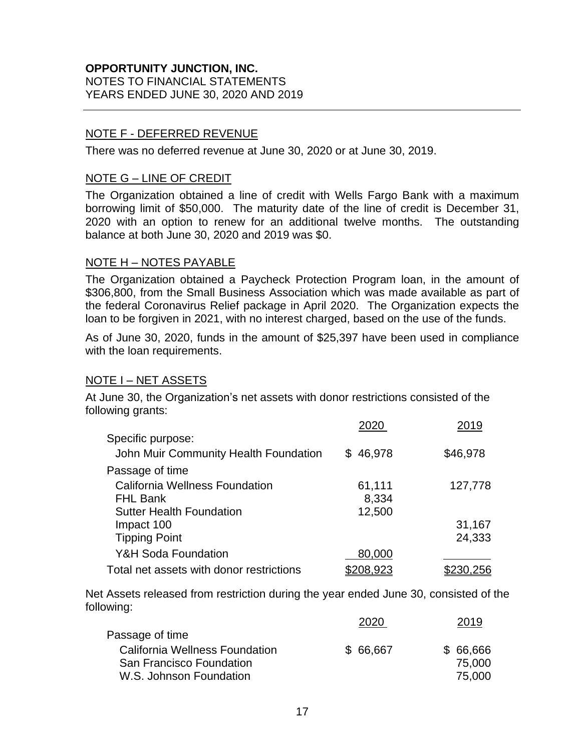**OPPORTUNITY JUNCTION, INC.**
NOTES TO FINANCIAL STATEMENTS
YEARS ENDED JUNE 30, 2020 AND 2019

## NOTE F - DEFERRED REVENUE

There was no deferred revenue at June 30, 2020 or at June 30, 2019.

## NOTE G – LINE OF CREDIT

The Organization obtained a line of credit with Wells Fargo Bank with a maximum borrowing limit of $50,000. The maturity date of the line of credit is December 31, 2020 with an option to renew for an additional twelve months. The outstanding balance at both June 30, 2020 and 2019 was $0.

## NOTE H – NOTES PAYABLE

The Organization obtained a Paycheck Protection Program loan, in the amount of $306,800, from the Small Business Association which was made available as part of the federal Coronavirus Relief package in April 2020. The Organization expects the loan to be forgiven in 2021, with no interest charged, based on the use of the funds.

As of June 30, 2020, funds in the amount of $25,397 have been used in compliance with the loan requirements.

## NOTE I – NET ASSETS

At June 30, the Organization's net assets with donor restrictions consisted of the following grants:

| | 2020 | 2019 |
|---|---|---|
| Specific purpose: | | |
| John Muir Community Health Foundation | $ 46,978 | $46,978 |
| Passage of time | | |
| California Wellness Foundation | 61,111 | 127,778 |
| FHL Bank | 8,334 | |
| Sutter Health Foundation | 12,500 | |
| Impact 100 | | 31,167 |
| Tipping Point | | 24,333 |
| Y&H Soda Foundation | 80,000 | |
| Total net assets with donor restrictions | $208,923 | $230,256 |

Net Assets released from restriction during the year ended June 30, consisted of the following:

| | 2020 | 2019 |
|---|---|---|
| Passage of time | | |
| California Wellness Foundation | $ 66,667 | $ 66,666 |
| San Francisco Foundation | | 75,000 |
| W.S. Johnson Foundation | | 75,000 |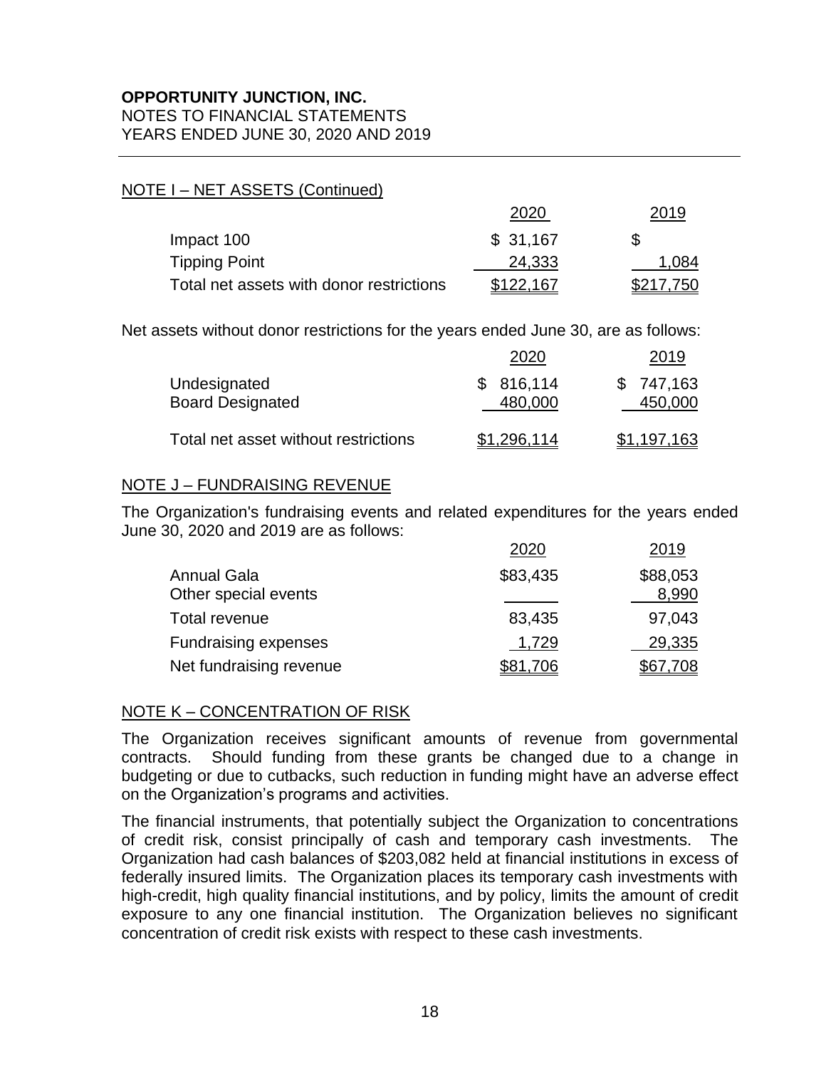**OPPORTUNITY JUNCTION, INC.**
NOTES TO FINANCIAL STATEMENTS
YEARS ENDED JUNE 30, 2020 AND 2019

NOTE I – NET ASSETS (Continued)

| | 2020 | 2019 |
|---|---|---|
| Impact 100 | $ 31,167 | $ |
| Tipping Point | 24,333 | 1,084 |
| Total net assets with donor restrictions | $122,167 | $217,750 |

Net assets without donor restrictions for the years ended June 30, are as follows:

| | 2020 | 2019 |
|---|---|---|
| Undesignated | $ 816,114 | $ 747,163 |
| Board Designated | 480,000 | 450,000 |
| Total net asset without restrictions | $1,296,114 | $1,197,163 |

NOTE J – FUNDRAISING REVENUE

The Organization's fundraising events and related expenditures for the years ended June 30, 2020 and 2019 are as follows:

| | 2020 | 2019 |
|---|---|---|
| Annual Gala | $83,435 | $88,053 |
| Other special events | | 8,990 |
| Total revenue | 83,435 | 97,043 |
| Fundraising expenses | 1,729 | 29,335 |
| Net fundraising revenue | $81,706 | $67,708 |

NOTE K – CONCENTRATION OF RISK

The Organization receives significant amounts of revenue from governmental contracts. Should funding from these grants be changed due to a change in budgeting or due to cutbacks, such reduction in funding might have an adverse effect on the Organization's programs and activities.

The financial instruments, that potentially subject the Organization to concentrations of credit risk, consist principally of cash and temporary cash investments. The Organization had cash balances of $203,082 held at financial institutions in excess of federally insured limits. The Organization places its temporary cash investments with high-credit, high quality financial institutions, and by policy, limits the amount of credit exposure to any one financial institution. The Organization believes no significant concentration of credit risk exists with respect to these cash investments.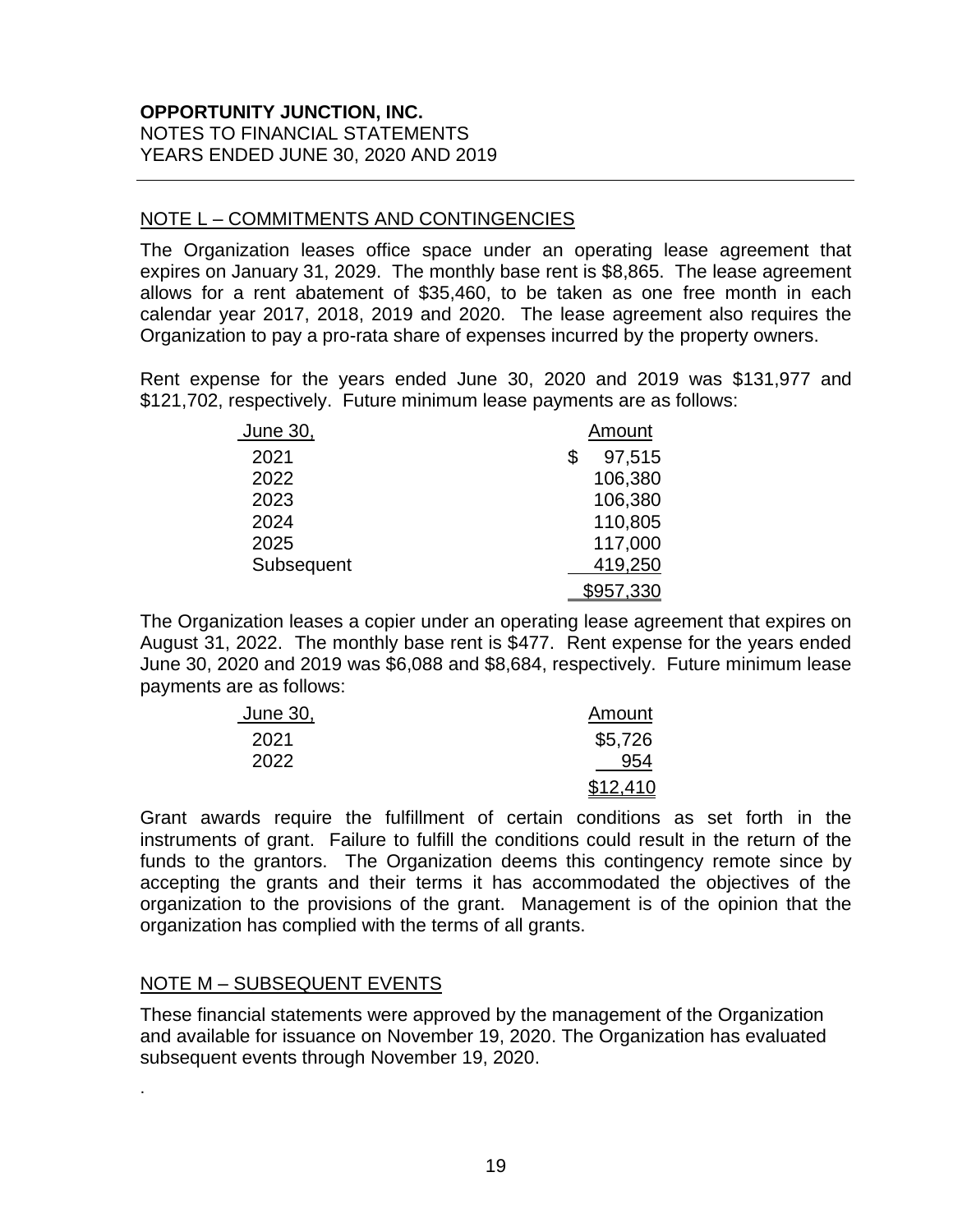**OPPORTUNITY JUNCTION, INC.**
NOTES TO FINANCIAL STATEMENTS
YEARS ENDED JUNE 30, 2020 AND 2019

## NOTE L – COMMITMENTS AND CONTINGENCIES

The Organization leases office space under an operating lease agreement that expires on January 31, 2029. The monthly base rent is $8,865. The lease agreement allows for a rent abatement of $35,460, to be taken as one free month in each calendar year 2017, 2018, 2019 and 2020. The lease agreement also requires the Organization to pay a pro-rata share of expenses incurred by the property owners.

Rent expense for the years ended June 30, 2020 and 2019 was $131,977 and $121,702, respectively. Future minimum lease payments are as follows:

| June 30, | Amount |
|---|---|
| 2021 | $ 97,515 |
| 2022 | 106,380 |
| 2023 | 106,380 |
| 2024 | 110,805 |
| 2025 | 117,000 |
| Subsequent | 419,250 |
| | $957,330 |

The Organization leases a copier under an operating lease agreement that expires on August 31, 2022. The monthly base rent is $477. Rent expense for the years ended June 30, 2020 and 2019 was $6,088 and $8,684, respectively. Future minimum lease payments are as follows:

| June 30, | Amount |
|---|---|
| 2021 | $5,726 |
| 2022 | 954 |
| | $12,410 |

Grant awards require the fulfillment of certain conditions as set forth in the instruments of grant. Failure to fulfill the conditions could result in the return of the funds to the grantors. The Organization deems this contingency remote since by accepting the grants and their terms it has accommodated the objectives of the organization to the provisions of the grant. Management is of the opinion that the organization has complied with the terms of all grants.

## NOTE M – SUBSEQUENT EVENTS

These financial statements were approved by the management of the Organization and available for issuance on November 19, 2020. The Organization has evaluated subsequent events through November 19, 2020.

.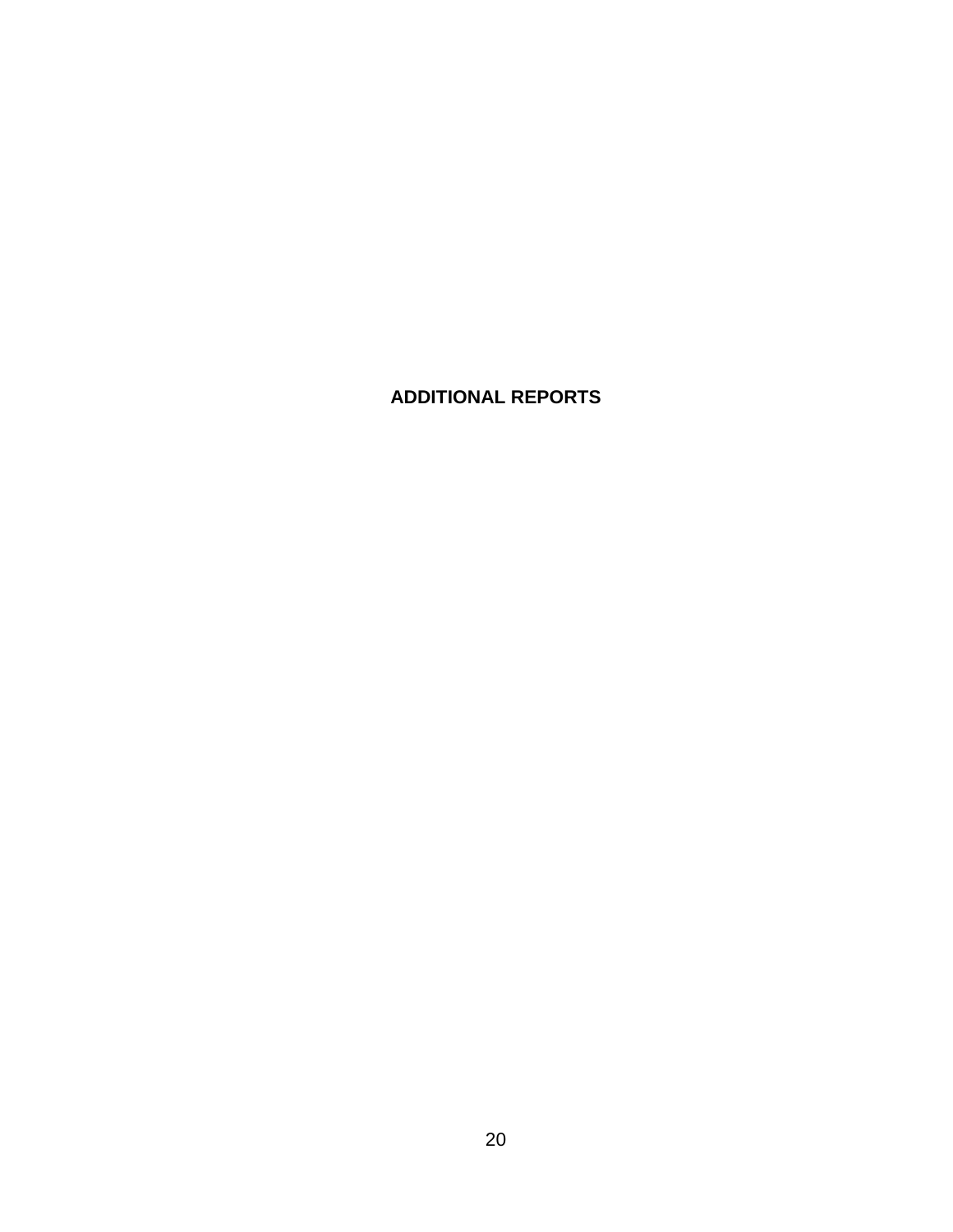# ADDITIONAL REPORTS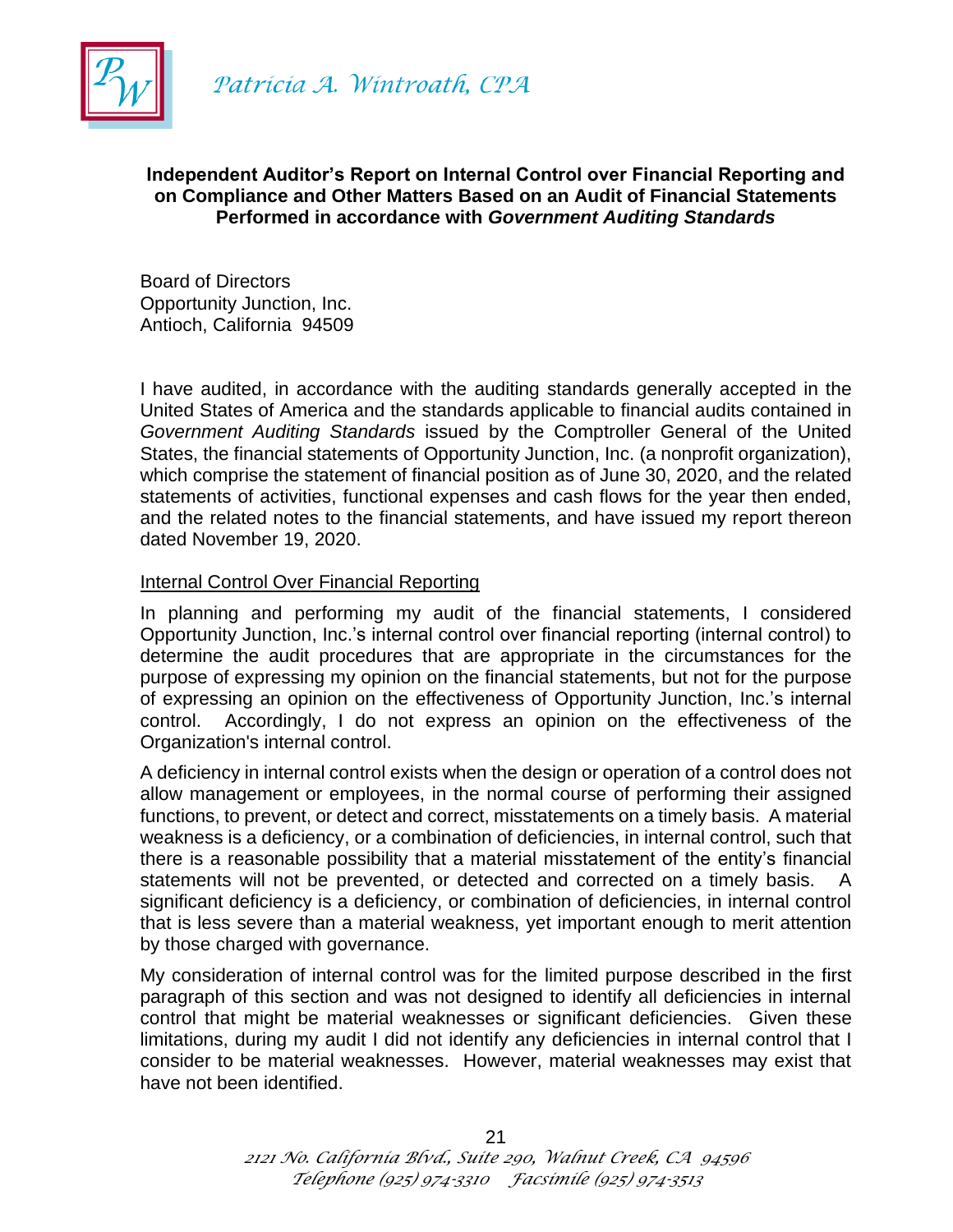Patricia A. Wintroath, CPA

**Independent Auditor's Report on Internal Control over Financial Reporting and on Compliance and Other Matters Based on an Audit of Financial Statements Performed in accordance with *Government Auditing Standards***

Board of Directors
Opportunity Junction, Inc.
Antioch, California 94509

I have audited, in accordance with the auditing standards generally accepted in the United States of America and the standards applicable to financial audits contained in *Government Auditing Standards* issued by the Comptroller General of the United States, the financial statements of Opportunity Junction, Inc. (a nonprofit organization), which comprise the statement of financial position as of June 30, 2020, and the related statements of activities, functional expenses and cash flows for the year then ended, and the related notes to the financial statements, and have issued my report thereon dated November 19, 2020.

Internal Control Over Financial Reporting

In planning and performing my audit of the financial statements, I considered Opportunity Junction, Inc.'s internal control over financial reporting (internal control) to determine the audit procedures that are appropriate in the circumstances for the purpose of expressing my opinion on the financial statements, but not for the purpose of expressing an opinion on the effectiveness of Opportunity Junction, Inc.'s internal control. Accordingly, I do not express an opinion on the effectiveness of the Organization's internal control.

A deficiency in internal control exists when the design or operation of a control does not allow management or employees, in the normal course of performing their assigned functions, to prevent, or detect and correct, misstatements on a timely basis. A material weakness is a deficiency, or a combination of deficiencies, in internal control, such that there is a reasonable possibility that a material misstatement of the entity's financial statements will not be prevented, or detected and corrected on a timely basis. A significant deficiency is a deficiency, or combination of deficiencies, in internal control that is less severe than a material weakness, yet important enough to merit attention by those charged with governance.

My consideration of internal control was for the limited purpose described in the first paragraph of this section and was not designed to identify all deficiencies in internal control that might be material weaknesses or significant deficiencies. Given these limitations, during my audit I did not identify any deficiencies in internal control that I consider to be material weaknesses. However, material weaknesses may exist that have not been identified.

2121 No. California Blvd., Suite 290, Walnut Creek, CA 94596
Telephone (925) 974-3310 Facsimile (925) 974-3513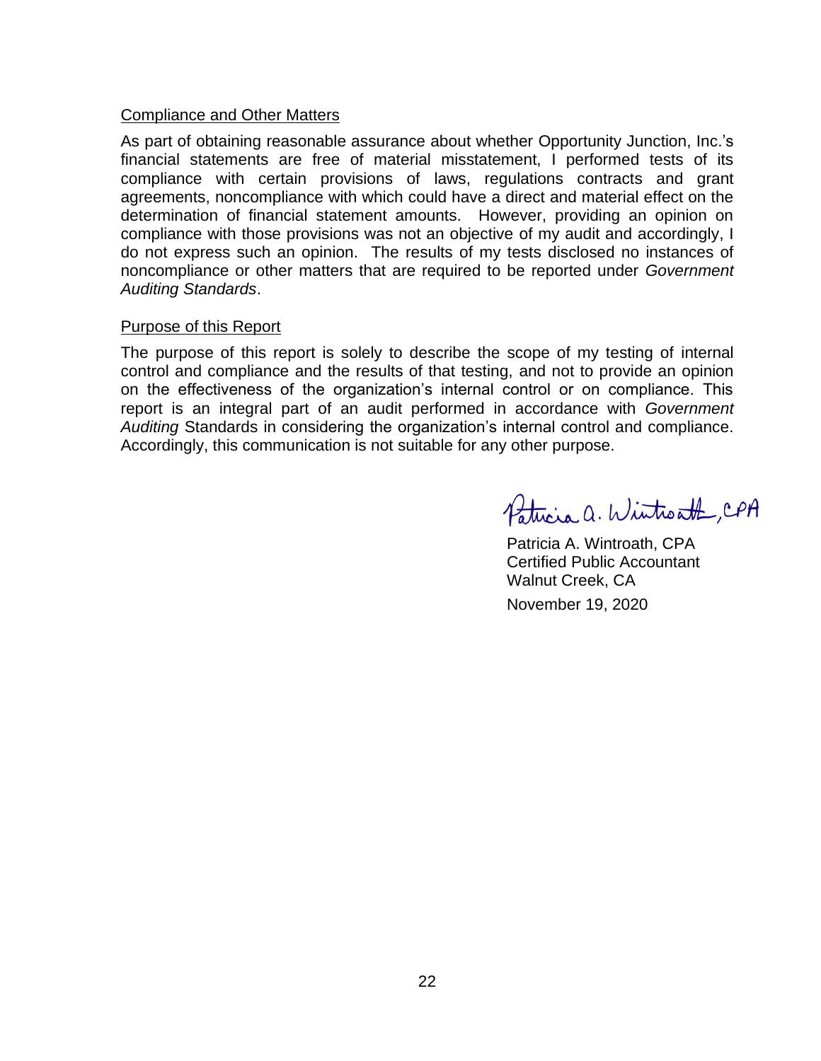Compliance and Other Matters

As part of obtaining reasonable assurance about whether Opportunity Junction, Inc.'s financial statements are free of material misstatement, I performed tests of its compliance with certain provisions of laws, regulations contracts and grant agreements, noncompliance with which could have a direct and material effect on the determination of financial statement amounts. However, providing an opinion on compliance with those provisions was not an objective of my audit and accordingly, I do not express such an opinion. The results of my tests disclosed no instances of noncompliance or other matters that are required to be reported under *Government Auditing Standards*.

Purpose of this Report

The purpose of this report is solely to describe the scope of my testing of internal control and compliance and the results of that testing, and not to provide an opinion on the effectiveness of the organization's internal control or on compliance. This report is an integral part of an audit performed in accordance with *Government Auditing* Standards in considering the organization's internal control and compliance. Accordingly, this communication is not suitable for any other purpose.

Patricia A. Wintroath, CPA

Patricia A. Wintroath, CPA
Certified Public Accountant
Walnut Creek, CA

November 19, 2020